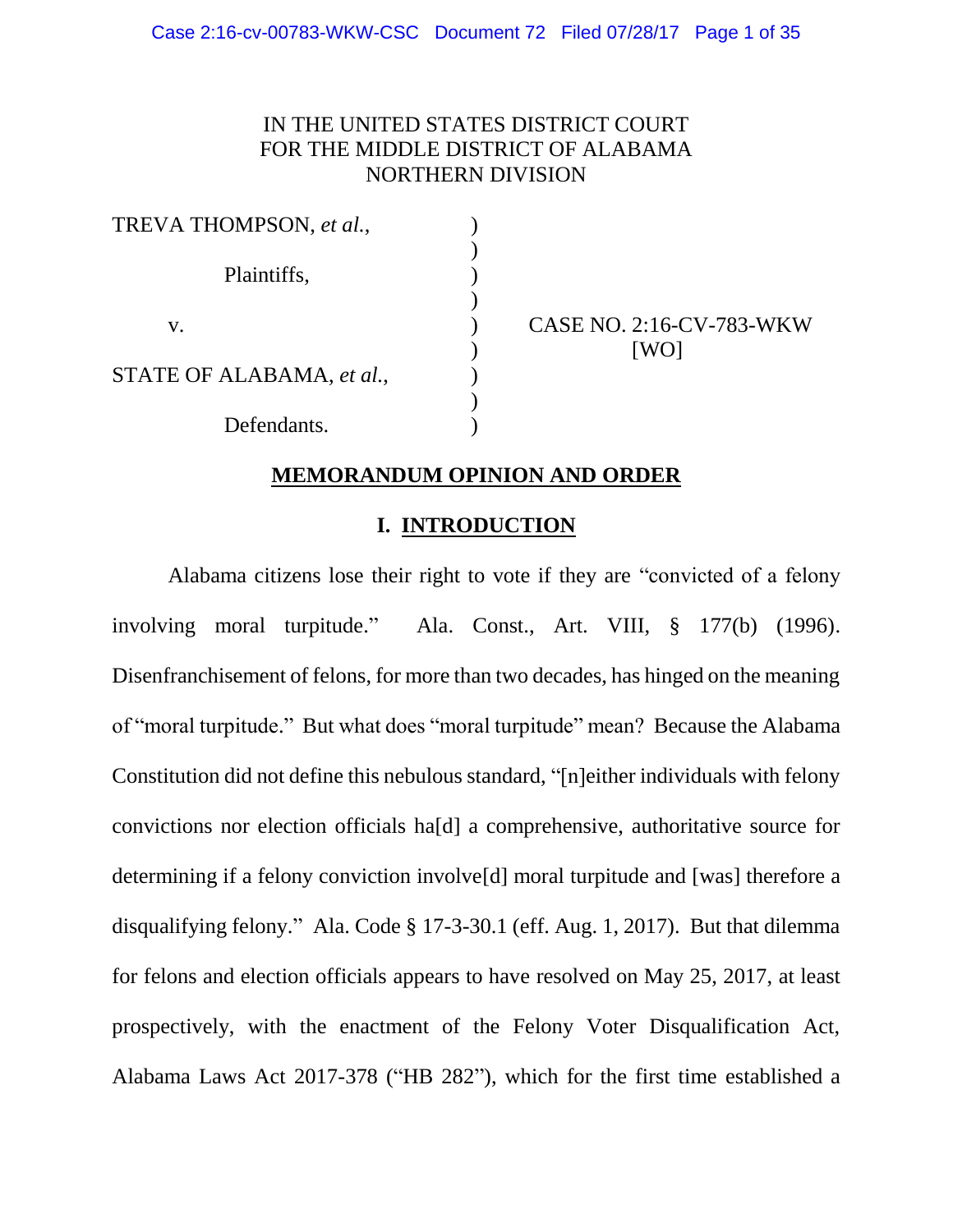IN THE UNITED STATES DISTRICT COURT
FOR THE MIDDLE DISTRICT OF ALABAMA
NORTHERN DIVISION

| | | |
|---|---|---|
| TREVA THOMPSON, *et al.*, | ) | |
| Plaintiffs, | ) | |
| v. | ) | CASE NO. 2:16-CV-783-WKW [WO] |
| STATE OF ALABAMA, *et al.*, | ) | |
| Defendants. | ) | |

## MEMORANDUM OPINION AND ORDER

## I. INTRODUCTION

Alabama citizens lose their right to vote if they are "convicted of a felony involving moral turpitude." Ala. Const., Art. VIII, § 177(b) (1996). Disenfranchisement of felons, for more than two decades, has hinged on the meaning of "moral turpitude." But what does "moral turpitude" mean? Because the Alabama Constitution did not define this nebulous standard, "[n]either individuals with felony convictions nor election officials ha[d] a comprehensive, authoritative source for determining if a felony conviction involve[d] moral turpitude and [was] therefore a disqualifying felony." Ala. Code § 17-3-30.1 (eff. Aug. 1, 2017). But that dilemma for felons and election officials appears to have resolved on May 25, 2017, at least prospectively, with the enactment of the Felony Voter Disqualification Act, Alabama Laws Act 2017-378 ("HB 282"), which for the first time established a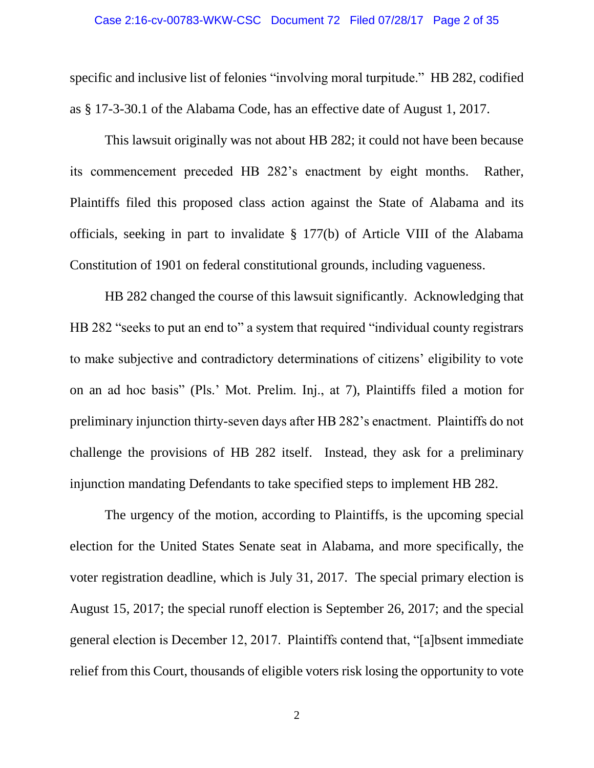specific and inclusive list of felonies "involving moral turpitude." HB 282, codified as § 17-3-30.1 of the Alabama Code, has an effective date of August 1, 2017.

This lawsuit originally was not about HB 282; it could not have been because its commencement preceded HB 282's enactment by eight months. Rather, Plaintiffs filed this proposed class action against the State of Alabama and its officials, seeking in part to invalidate § 177(b) of Article VIII of the Alabama Constitution of 1901 on federal constitutional grounds, including vagueness.

HB 282 changed the course of this lawsuit significantly. Acknowledging that HB 282 "seeks to put an end to" a system that required "individual county registrars to make subjective and contradictory determinations of citizens' eligibility to vote on an ad hoc basis" (Pls.' Mot. Prelim. Inj., at 7), Plaintiffs filed a motion for preliminary injunction thirty-seven days after HB 282's enactment. Plaintiffs do not challenge the provisions of HB 282 itself. Instead, they ask for a preliminary injunction mandating Defendants to take specified steps to implement HB 282.

The urgency of the motion, according to Plaintiffs, is the upcoming special election for the United States Senate seat in Alabama, and more specifically, the voter registration deadline, which is July 31, 2017. The special primary election is August 15, 2017; the special runoff election is September 26, 2017; and the special general election is December 12, 2017. Plaintiffs contend that, "[a]bsent immediate relief from this Court, thousands of eligible voters risk losing the opportunity to vote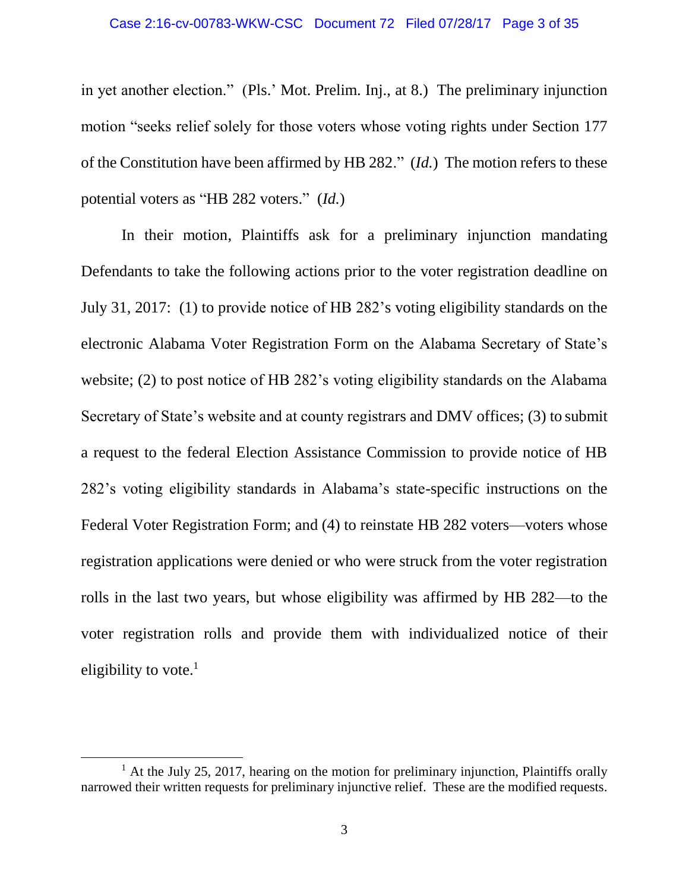in yet another election." (Pls.' Mot. Prelim. Inj., at 8.) The preliminary injunction motion "seeks relief solely for those voters whose voting rights under Section 177 of the Constitution have been affirmed by HB 282." (*Id.*) The motion refers to these potential voters as "HB 282 voters." (*Id.*)

In their motion, Plaintiffs ask for a preliminary injunction mandating Defendants to take the following actions prior to the voter registration deadline on July 31, 2017: (1) to provide notice of HB 282's voting eligibility standards on the electronic Alabama Voter Registration Form on the Alabama Secretary of State's website; (2) to post notice of HB 282's voting eligibility standards on the Alabama Secretary of State's website and at county registrars and DMV offices; (3) to submit a request to the federal Election Assistance Commission to provide notice of HB 282's voting eligibility standards in Alabama's state-specific instructions on the Federal Voter Registration Form; and (4) to reinstate HB 282 voters—voters whose registration applications were denied or who were struck from the voter registration rolls in the last two years, but whose eligibility was affirmed by HB 282—to the voter registration rolls and provide them with individualized notice of their eligibility to vote.[1]

[1] At the July 25, 2017, hearing on the motion for preliminary injunction, Plaintiffs orally narrowed their written requests for preliminary injunctive relief. These are the modified requests.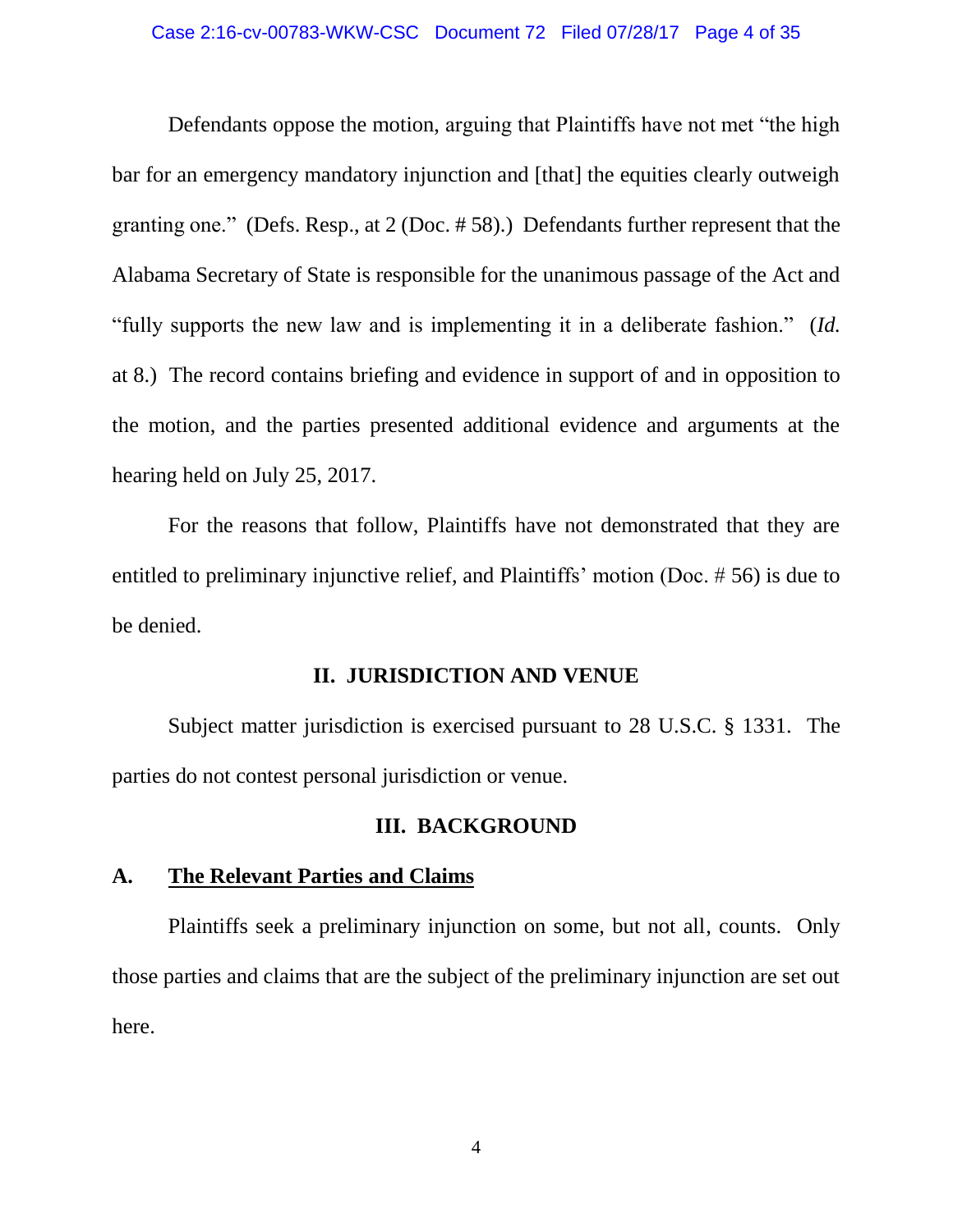Defendants oppose the motion, arguing that Plaintiffs have not met "the high bar for an emergency mandatory injunction and [that] the equities clearly outweigh granting one." (Defs. Resp., at 2 (Doc. # 58).) Defendants further represent that the Alabama Secretary of State is responsible for the unanimous passage of the Act and "fully supports the new law and is implementing it in a deliberate fashion." (*Id.* at 8.) The record contains briefing and evidence in support of and in opposition to the motion, and the parties presented additional evidence and arguments at the hearing held on July 25, 2017.

For the reasons that follow, Plaintiffs have not demonstrated that they are entitled to preliminary injunctive relief, and Plaintiffs' motion (Doc. # 56) is due to be denied.

## II. JURISDICTION AND VENUE

Subject matter jurisdiction is exercised pursuant to 28 U.S.C. § 1331. The parties do not contest personal jurisdiction or venue.

## III. BACKGROUND

### A. <u>The Relevant Parties and Claims</u>

Plaintiffs seek a preliminary injunction on some, but not all, counts. Only those parties and claims that are the subject of the preliminary injunction are set out here.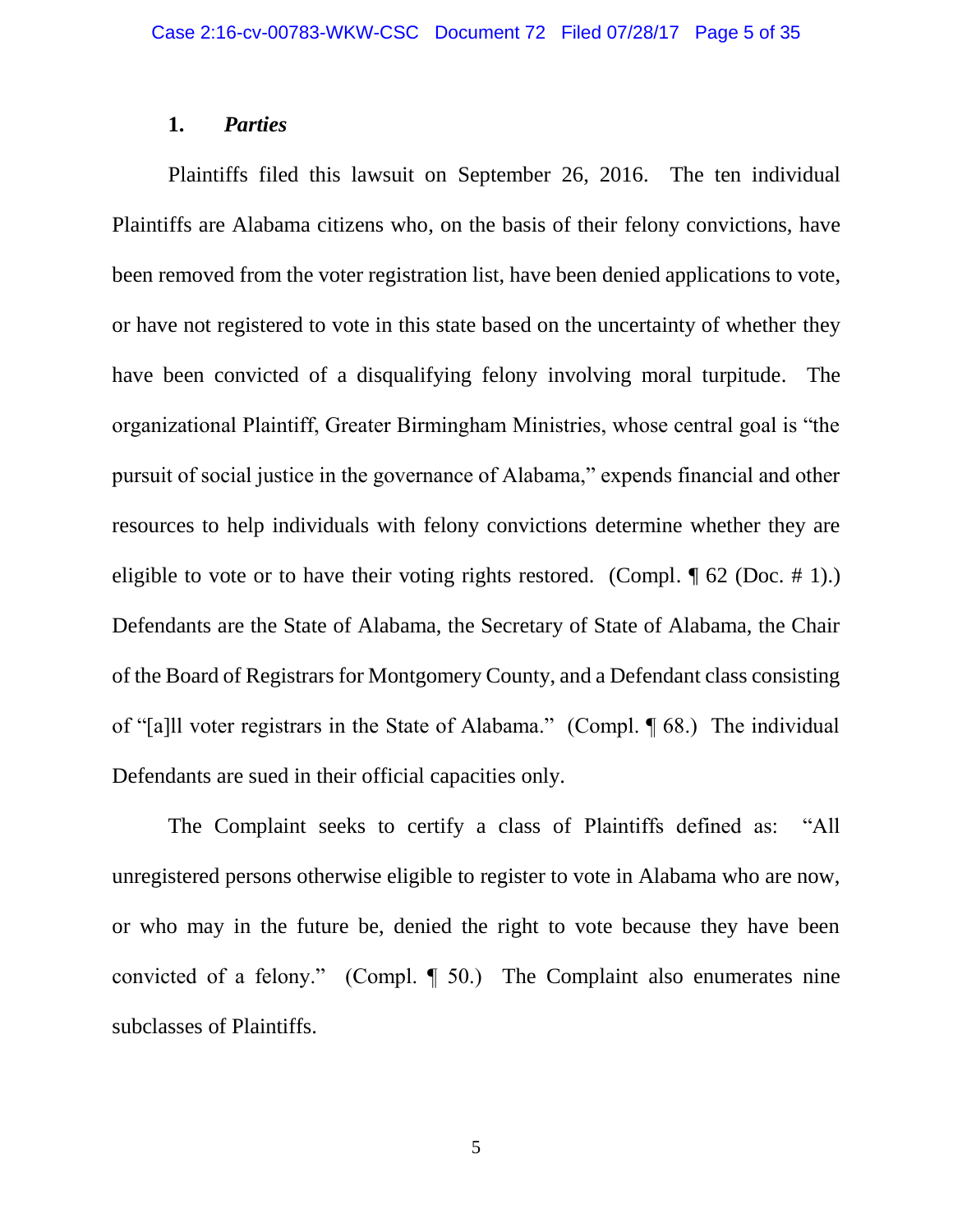### 1. ***Parties***

Plaintiffs filed this lawsuit on September 26, 2016. The ten individual Plaintiffs are Alabama citizens who, on the basis of their felony convictions, have been removed from the voter registration list, have been denied applications to vote, or have not registered to vote in this state based on the uncertainty of whether they have been convicted of a disqualifying felony involving moral turpitude. The organizational Plaintiff, Greater Birmingham Ministries, whose central goal is "the pursuit of social justice in the governance of Alabama," expends financial and other resources to help individuals with felony convictions determine whether they are eligible to vote or to have their voting rights restored. (Compl. ¶ 62 (Doc. # 1).) Defendants are the State of Alabama, the Secretary of State of Alabama, the Chair of the Board of Registrars for Montgomery County, and a Defendant class consisting of "[a]ll voter registrars in the State of Alabama." (Compl. ¶ 68.) The individual Defendants are sued in their official capacities only.

The Complaint seeks to certify a class of Plaintiffs defined as: "All unregistered persons otherwise eligible to register to vote in Alabama who are now, or who may in the future be, denied the right to vote because they have been convicted of a felony." (Compl. ¶ 50.) The Complaint also enumerates nine subclasses of Plaintiffs.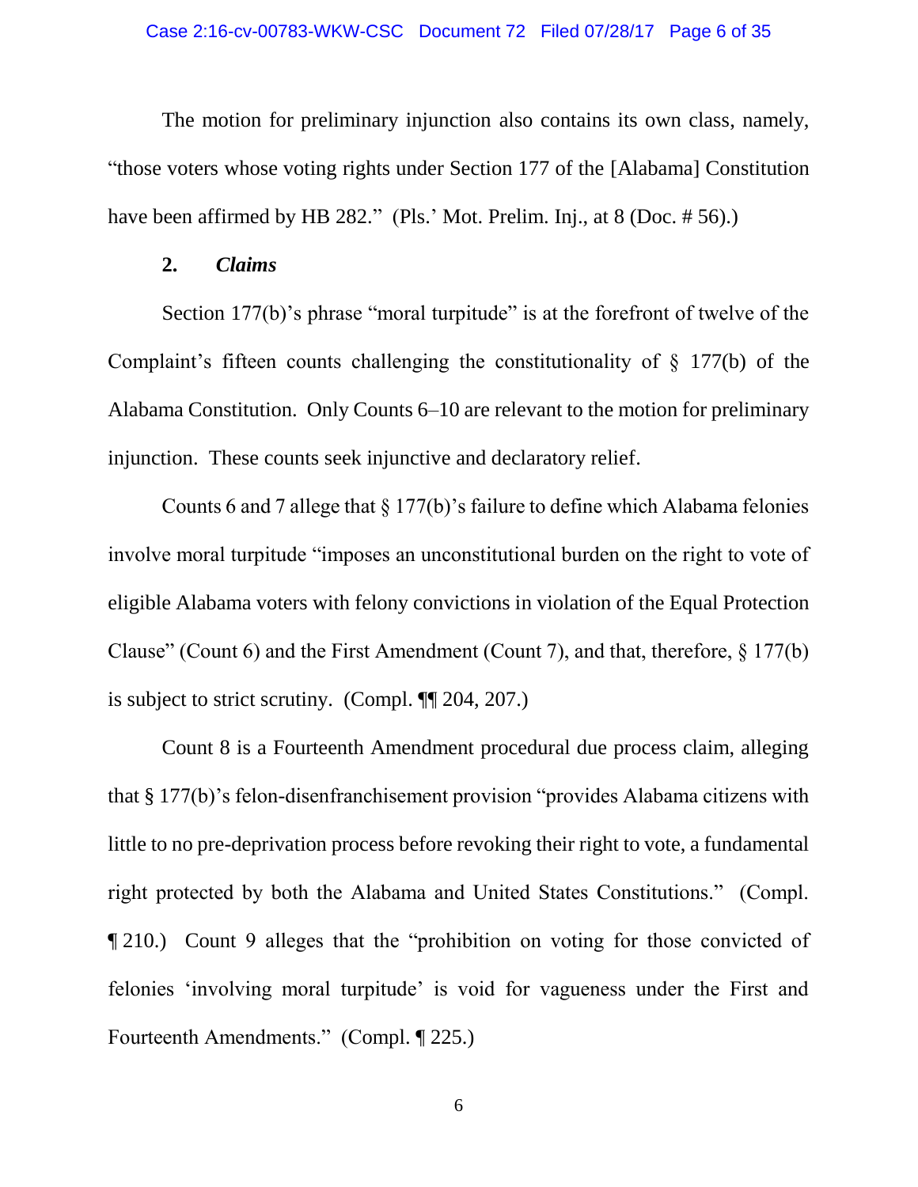The motion for preliminary injunction also contains its own class, namely, "those voters whose voting rights under Section 177 of the [Alabama] Constitution have been affirmed by HB 282." (Pls.' Mot. Prelim. Inj., at 8 (Doc. # 56).)

### 2. *Claims*

Section 177(b)'s phrase "moral turpitude" is at the forefront of twelve of the Complaint's fifteen counts challenging the constitutionality of § 177(b) of the Alabama Constitution. Only Counts 6–10 are relevant to the motion for preliminary injunction. These counts seek injunctive and declaratory relief.

Counts 6 and 7 allege that § 177(b)'s failure to define which Alabama felonies involve moral turpitude "imposes an unconstitutional burden on the right to vote of eligible Alabama voters with felony convictions in violation of the Equal Protection Clause" (Count 6) and the First Amendment (Count 7), and that, therefore, § 177(b) is subject to strict scrutiny. (Compl. ¶¶ 204, 207.)

Count 8 is a Fourteenth Amendment procedural due process claim, alleging that § 177(b)'s felon-disenfranchisement provision "provides Alabama citizens with little to no pre-deprivation process before revoking their right to vote, a fundamental right protected by both the Alabama and United States Constitutions." (Compl. ¶ 210.) Count 9 alleges that the "prohibition on voting for those convicted of felonies 'involving moral turpitude' is void for vagueness under the First and Fourteenth Amendments." (Compl. ¶ 225.)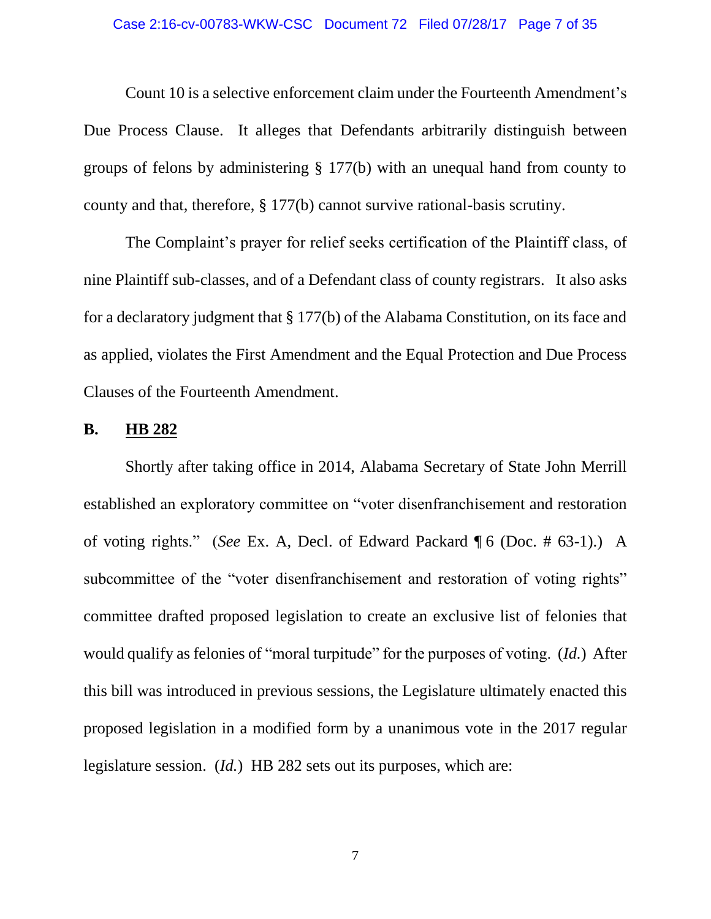Count 10 is a selective enforcement claim under the Fourteenth Amendment's Due Process Clause. It alleges that Defendants arbitrarily distinguish between groups of felons by administering § 177(b) with an unequal hand from county to county and that, therefore, § 177(b) cannot survive rational-basis scrutiny.

The Complaint's prayer for relief seeks certification of the Plaintiff class, of nine Plaintiff sub-classes, and of a Defendant class of county registrars. It also asks for a declaratory judgment that § 177(b) of the Alabama Constitution, on its face and as applied, violates the First Amendment and the Equal Protection and Due Process Clauses of the Fourteenth Amendment.

## B. <u>HB 282</u>

Shortly after taking office in 2014, Alabama Secretary of State John Merrill established an exploratory committee on "voter disenfranchisement and restoration of voting rights." (*See* Ex. A, Decl. of Edward Packard ¶ 6 (Doc. # 63-1).) A subcommittee of the "voter disenfranchisement and restoration of voting rights" committee drafted proposed legislation to create an exclusive list of felonies that would qualify as felonies of "moral turpitude" for the purposes of voting. (*Id.*) After this bill was introduced in previous sessions, the Legislature ultimately enacted this proposed legislation in a modified form by a unanimous vote in the 2017 regular legislature session. (*Id.*) HB 282 sets out its purposes, which are: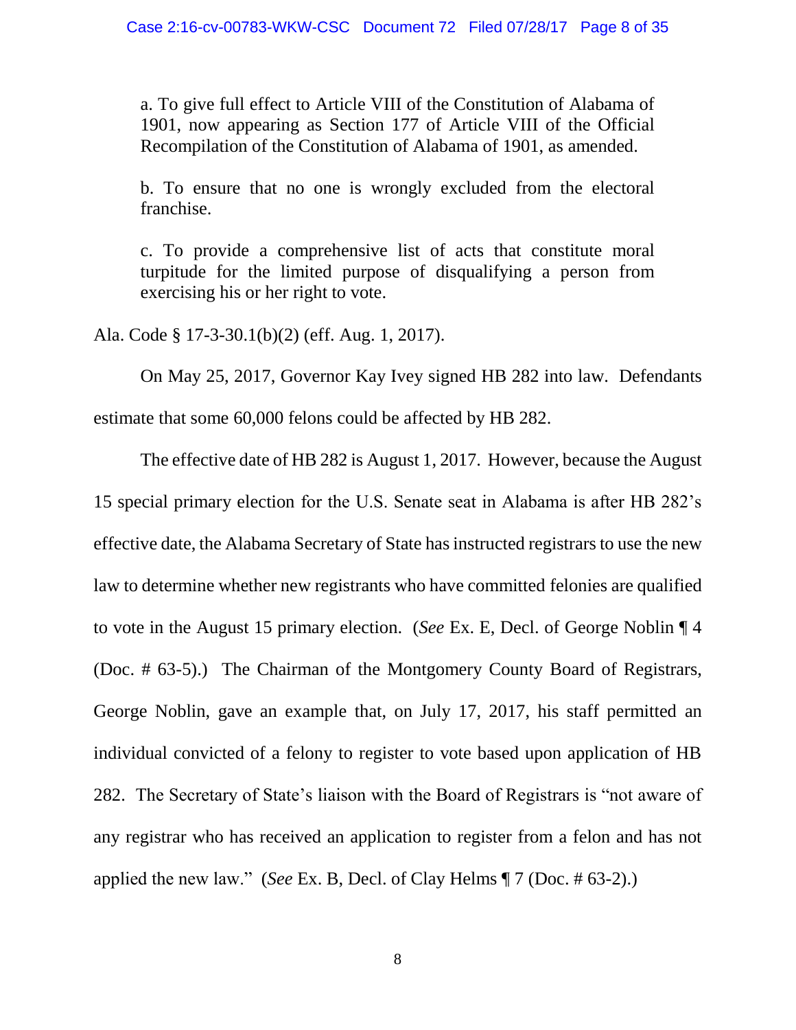> a. To give full effect to Article VIII of the Constitution of Alabama of 1901, now appearing as Section 177 of Article VIII of the Official Recompilation of the Constitution of Alabama of 1901, as amended.
>
> b. To ensure that no one is wrongly excluded from the electoral franchise.
>
> c. To provide a comprehensive list of acts that constitute moral turpitude for the limited purpose of disqualifying a person from exercising his or her right to vote.

Ala. Code § 17-3-30.1(b)(2) (eff. Aug. 1, 2017).

On May 25, 2017, Governor Kay Ivey signed HB 282 into law. Defendants estimate that some 60,000 felons could be affected by HB 282.

The effective date of HB 282 is August 1, 2017. However, because the August 15 special primary election for the U.S. Senate seat in Alabama is after HB 282's effective date, the Alabama Secretary of State has instructed registrars to use the new law to determine whether new registrants who have committed felonies are qualified to vote in the August 15 primary election. (*See* Ex. E, Decl. of George Noblin ¶ 4 (Doc. # 63-5).) The Chairman of the Montgomery County Board of Registrars, George Noblin, gave an example that, on July 17, 2017, his staff permitted an individual convicted of a felony to register to vote based upon application of HB 282. The Secretary of State's liaison with the Board of Registrars is "not aware of any registrar who has received an application to register from a felon and has not applied the new law." (*See* Ex. B, Decl. of Clay Helms ¶ 7 (Doc. # 63-2).)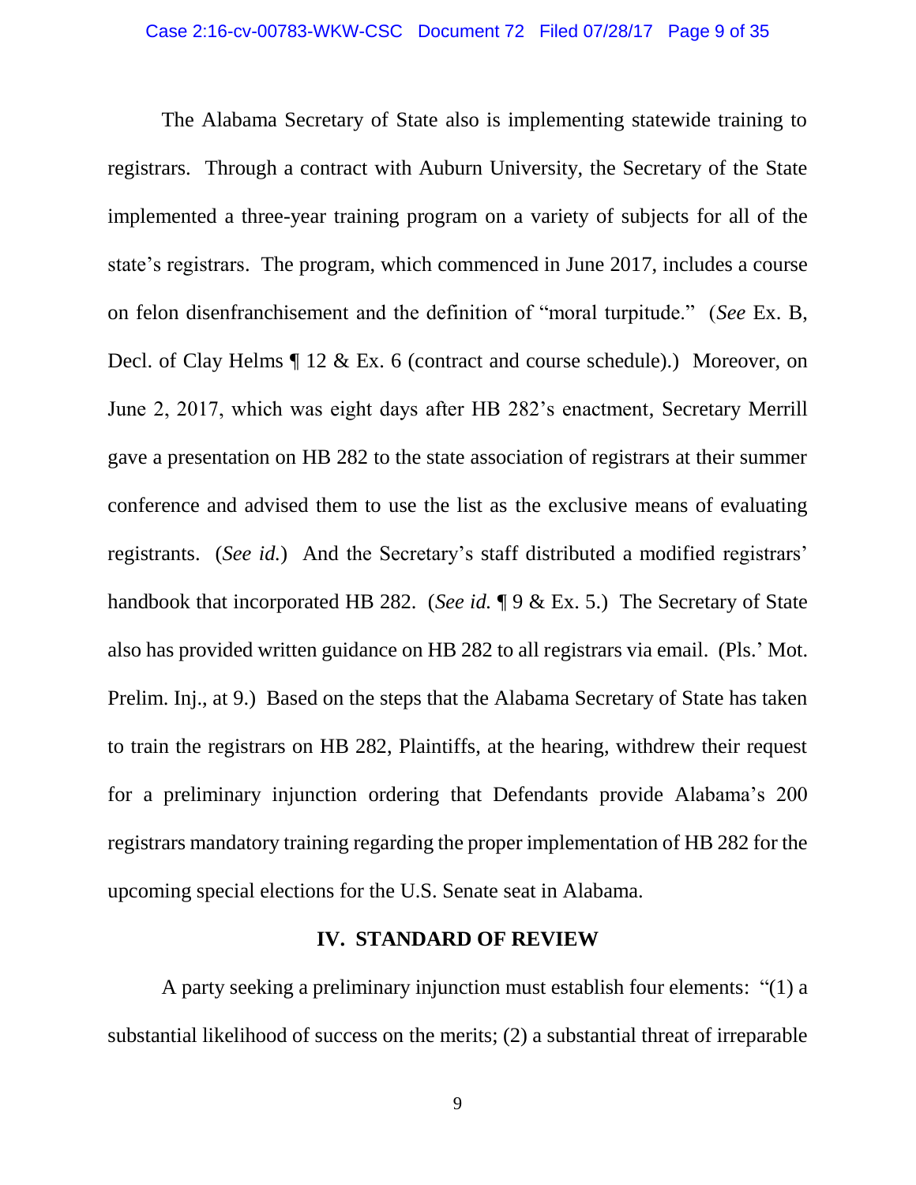The Alabama Secretary of State also is implementing statewide training to registrars. Through a contract with Auburn University, the Secretary of the State implemented a three-year training program on a variety of subjects for all of the state's registrars. The program, which commenced in June 2017, includes a course on felon disenfranchisement and the definition of "moral turpitude." (*See* Ex. B, Decl. of Clay Helms ¶ 12 & Ex. 6 (contract and course schedule).) Moreover, on June 2, 2017, which was eight days after HB 282's enactment, Secretary Merrill gave a presentation on HB 282 to the state association of registrars at their summer conference and advised them to use the list as the exclusive means of evaluating registrants. (*See id.*) And the Secretary's staff distributed a modified registrars' handbook that incorporated HB 282. (*See id.* ¶ 9 & Ex. 5.) The Secretary of State also has provided written guidance on HB 282 to all registrars via email. (Pls.' Mot. Prelim. Inj., at 9.) Based on the steps that the Alabama Secretary of State has taken to train the registrars on HB 282, Plaintiffs, at the hearing, withdrew their request for a preliminary injunction ordering that Defendants provide Alabama's 200 registrars mandatory training regarding the proper implementation of HB 282 for the upcoming special elections for the U.S. Senate seat in Alabama.

## IV. STANDARD OF REVIEW

A party seeking a preliminary injunction must establish four elements: "(1) a substantial likelihood of success on the merits; (2) a substantial threat of irreparable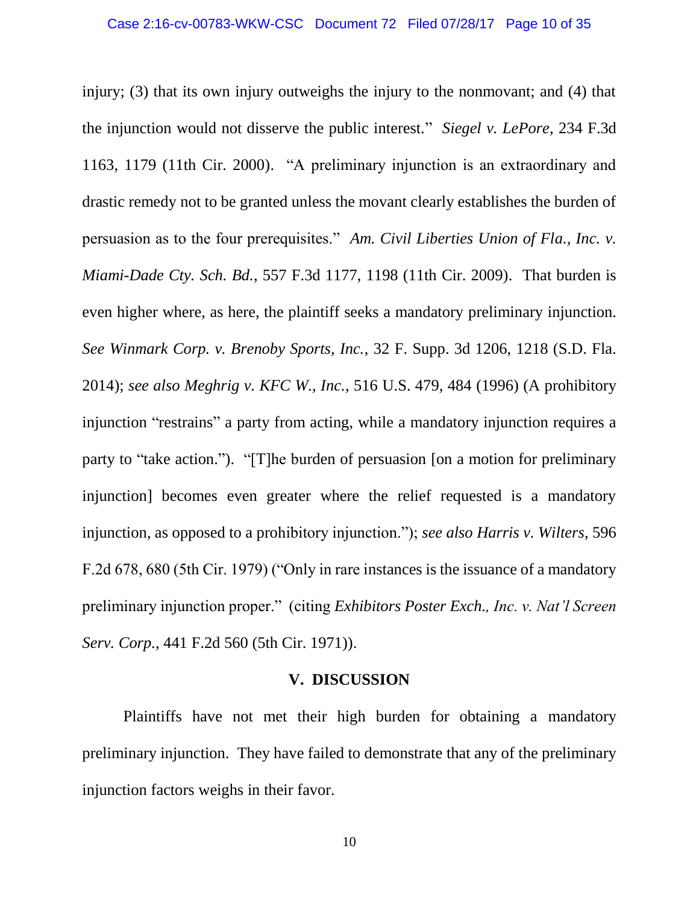injury; (3) that its own injury outweighs the injury to the nonmovant; and (4) that the injunction would not disserve the public interest." *Siegel v. LePore*, 234 F.3d 1163, 1179 (11th Cir. 2000). "A preliminary injunction is an extraordinary and drastic remedy not to be granted unless the movant clearly establishes the burden of persuasion as to the four prerequisites." *Am. Civil Liberties Union of Fla., Inc. v. Miami-Dade Cty. Sch. Bd.*, 557 F.3d 1177, 1198 (11th Cir. 2009). That burden is even higher where, as here, the plaintiff seeks a mandatory preliminary injunction. *See Winmark Corp. v. Brenoby Sports, Inc.*, 32 F. Supp. 3d 1206, 1218 (S.D. Fla. 2014); *see also Meghrig v. KFC W., Inc.*, 516 U.S. 479, 484 (1996) (A prohibitory injunction "restrains" a party from acting, while a mandatory injunction requires a party to "take action."). "[T]he burden of persuasion [on a motion for preliminary injunction] becomes even greater where the relief requested is a mandatory injunction, as opposed to a prohibitory injunction."); *see also Harris v. Wilters*, 596 F.2d 678, 680 (5th Cir. 1979) ("Only in rare instances is the issuance of a mandatory preliminary injunction proper." (citing *Exhibitors Poster Exch., Inc. v. Nat'l Screen Serv. Corp.*, 441 F.2d 560 (5th Cir. 1971)).

## V. DISCUSSION

Plaintiffs have not met their high burden for obtaining a mandatory preliminary injunction. They have failed to demonstrate that any of the preliminary injunction factors weighs in their favor.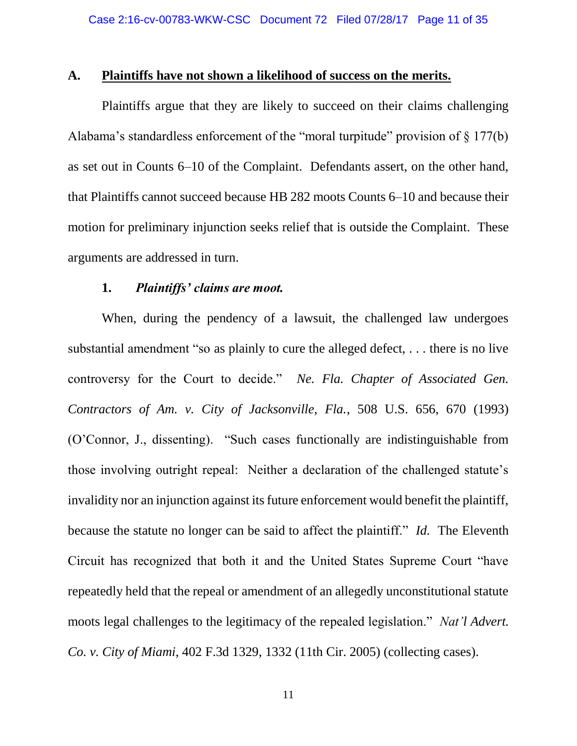### A. **<u>Plaintiffs have not shown a likelihood of success on the merits.</u>**

Plaintiffs argue that they are likely to succeed on their claims challenging Alabama's standardless enforcement of the "moral turpitude" provision of § 177(b) as set out in Counts 6–10 of the Complaint. Defendants assert, on the other hand, that Plaintiffs cannot succeed because HB 282 moots Counts 6–10 and because their motion for preliminary injunction seeks relief that is outside the Complaint. These arguments are addressed in turn.

#### 1. ***Plaintiffs' claims are moot.***

When, during the pendency of a lawsuit, the challenged law undergoes substantial amendment "so as plainly to cure the alleged defect, . . . there is no live controversy for the Court to decide." *Ne. Fla. Chapter of Associated Gen. Contractors of Am. v. City of Jacksonville, Fla.*, 508 U.S. 656, 670 (1993) (O'Connor, J., dissenting). "Such cases functionally are indistinguishable from those involving outright repeal: Neither a declaration of the challenged statute's invalidity nor an injunction against its future enforcement would benefit the plaintiff, because the statute no longer can be said to affect the plaintiff." *Id.* The Eleventh Circuit has recognized that both it and the United States Supreme Court "have repeatedly held that the repeal or amendment of an allegedly unconstitutional statute moots legal challenges to the legitimacy of the repealed legislation." *Nat'l Advert. Co. v. City of Miami*, 402 F.3d 1329, 1332 (11th Cir. 2005) (collecting cases).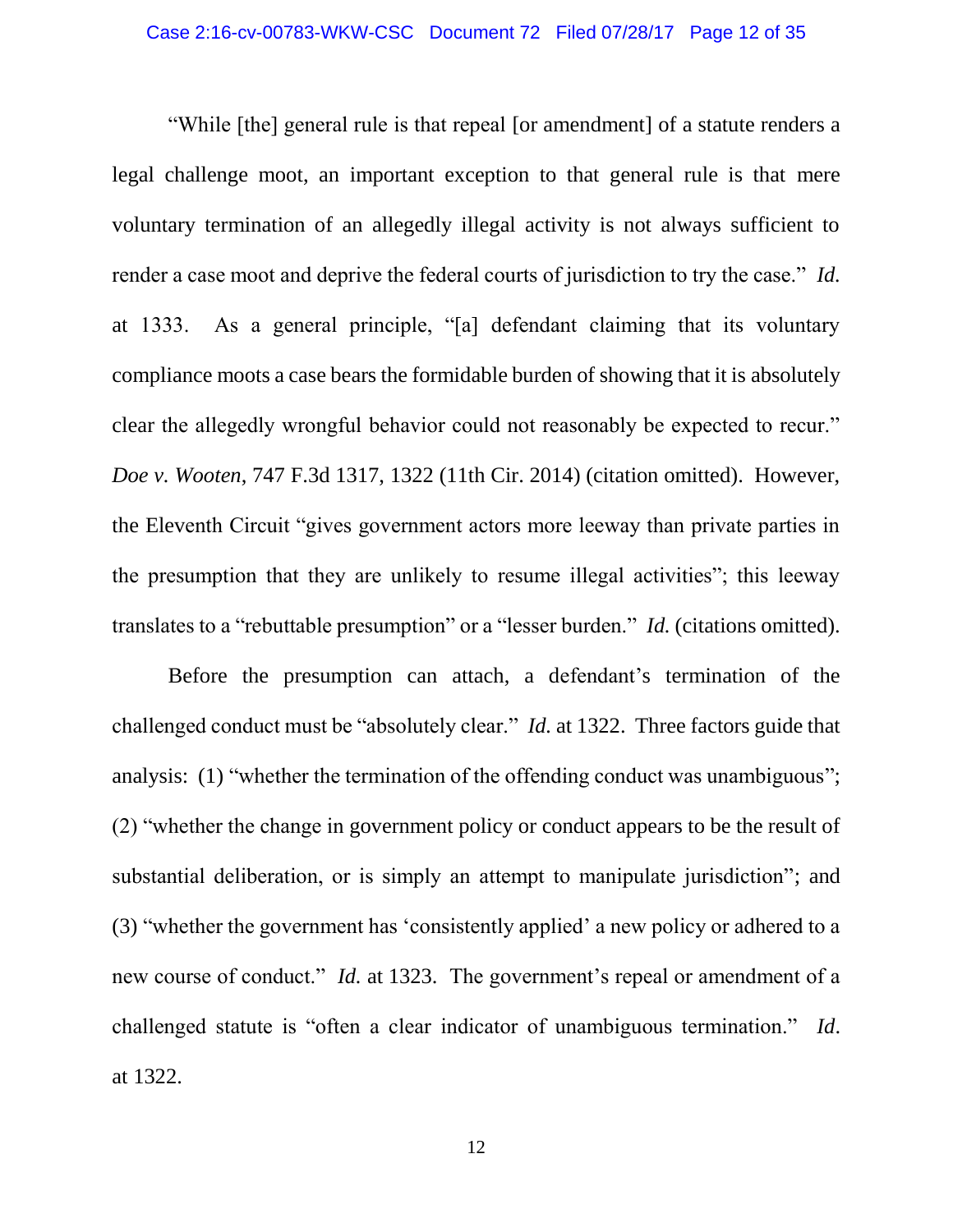"While [the] general rule is that repeal [or amendment] of a statute renders a legal challenge moot, an important exception to that general rule is that mere voluntary termination of an allegedly illegal activity is not always sufficient to render a case moot and deprive the federal courts of jurisdiction to try the case." *Id.* at 1333. As a general principle, "[a] defendant claiming that its voluntary compliance moots a case bears the formidable burden of showing that it is absolutely clear the allegedly wrongful behavior could not reasonably be expected to recur." *Doe v. Wooten*, 747 F.3d 1317, 1322 (11th Cir. 2014) (citation omitted). However, the Eleventh Circuit "gives government actors more leeway than private parties in the presumption that they are unlikely to resume illegal activities"; this leeway translates to a "rebuttable presumption" or a "lesser burden." *Id.* (citations omitted).

Before the presumption can attach, a defendant's termination of the challenged conduct must be "absolutely clear." *Id.* at 1322. Three factors guide that analysis: (1) "whether the termination of the offending conduct was unambiguous"; (2) "whether the change in government policy or conduct appears to be the result of substantial deliberation, or is simply an attempt to manipulate jurisdiction"; and (3) "whether the government has 'consistently applied' a new policy or adhered to a new course of conduct." *Id.* at 1323. The government's repeal or amendment of a challenged statute is "often a clear indicator of unambiguous termination." *Id*. at 1322.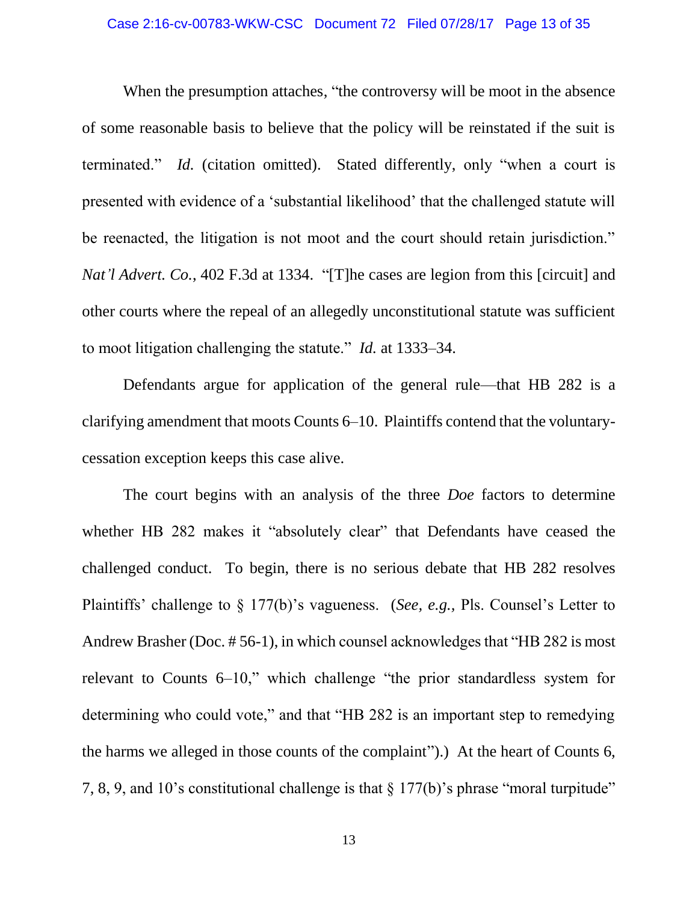When the presumption attaches, "the controversy will be moot in the absence of some reasonable basis to believe that the policy will be reinstated if the suit is terminated." *Id.* (citation omitted). Stated differently, only "when a court is presented with evidence of a 'substantial likelihood' that the challenged statute will be reenacted, the litigation is not moot and the court should retain jurisdiction." *Nat'l Advert. Co.*, 402 F.3d at 1334. "[T]he cases are legion from this [circuit] and other courts where the repeal of an allegedly unconstitutional statute was sufficient to moot litigation challenging the statute." *Id.* at 1333–34.

Defendants argue for application of the general rule—that HB 282 is a clarifying amendment that moots Counts 6–10. Plaintiffs contend that the voluntary-cessation exception keeps this case alive.

The court begins with an analysis of the three *Doe* factors to determine whether HB 282 makes it "absolutely clear" that Defendants have ceased the challenged conduct. To begin, there is no serious debate that HB 282 resolves Plaintiffs' challenge to § 177(b)'s vagueness. (*See, e.g.*, Pls. Counsel's Letter to Andrew Brasher (Doc. # 56-1), in which counsel acknowledges that "HB 282 is most relevant to Counts 6–10," which challenge "the prior standardless system for determining who could vote," and that "HB 282 is an important step to remedying the harms we alleged in those counts of the complaint").) At the heart of Counts 6, 7, 8, 9, and 10's constitutional challenge is that § 177(b)'s phrase "moral turpitude"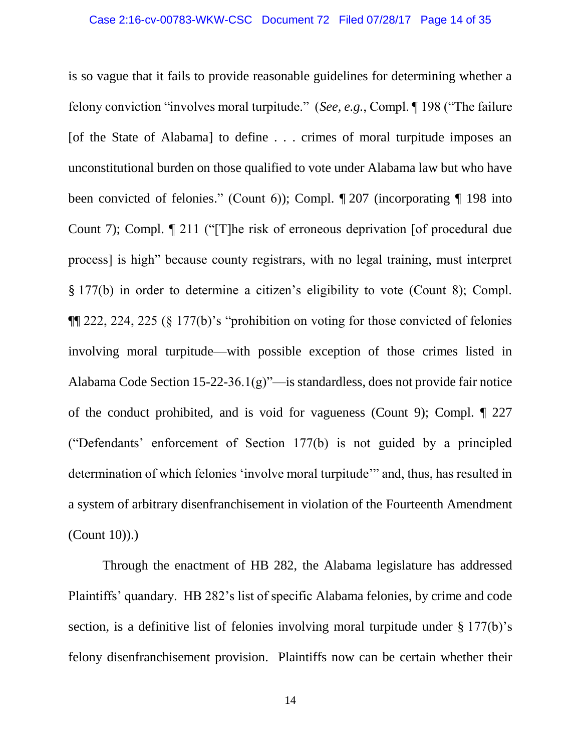is so vague that it fails to provide reasonable guidelines for determining whether a felony conviction "involves moral turpitude." (*See, e.g.*, Compl. ¶ 198 ("The failure [of the State of Alabama] to define . . . crimes of moral turpitude imposes an unconstitutional burden on those qualified to vote under Alabama law but who have been convicted of felonies." (Count 6)); Compl. ¶ 207 (incorporating ¶ 198 into Count 7); Compl. ¶ 211 ("[T]he risk of erroneous deprivation [of procedural due process] is high" because county registrars, with no legal training, must interpret § 177(b) in order to determine a citizen's eligibility to vote (Count 8); Compl. ¶¶ 222, 224, 225 (§ 177(b)'s "prohibition on voting for those convicted of felonies involving moral turpitude—with possible exception of those crimes listed in Alabama Code Section 15-22-36.1(g)"—is standardless, does not provide fair notice of the conduct prohibited, and is void for vagueness (Count 9); Compl. ¶ 227 ("Defendants' enforcement of Section 177(b) is not guided by a principled determination of which felonies 'involve moral turpitude'" and, thus, has resulted in a system of arbitrary disenfranchisement in violation of the Fourteenth Amendment (Count 10)).)

Through the enactment of HB 282, the Alabama legislature has addressed Plaintiffs' quandary. HB 282's list of specific Alabama felonies, by crime and code section, is a definitive list of felonies involving moral turpitude under § 177(b)'s felony disenfranchisement provision. Plaintiffs now can be certain whether their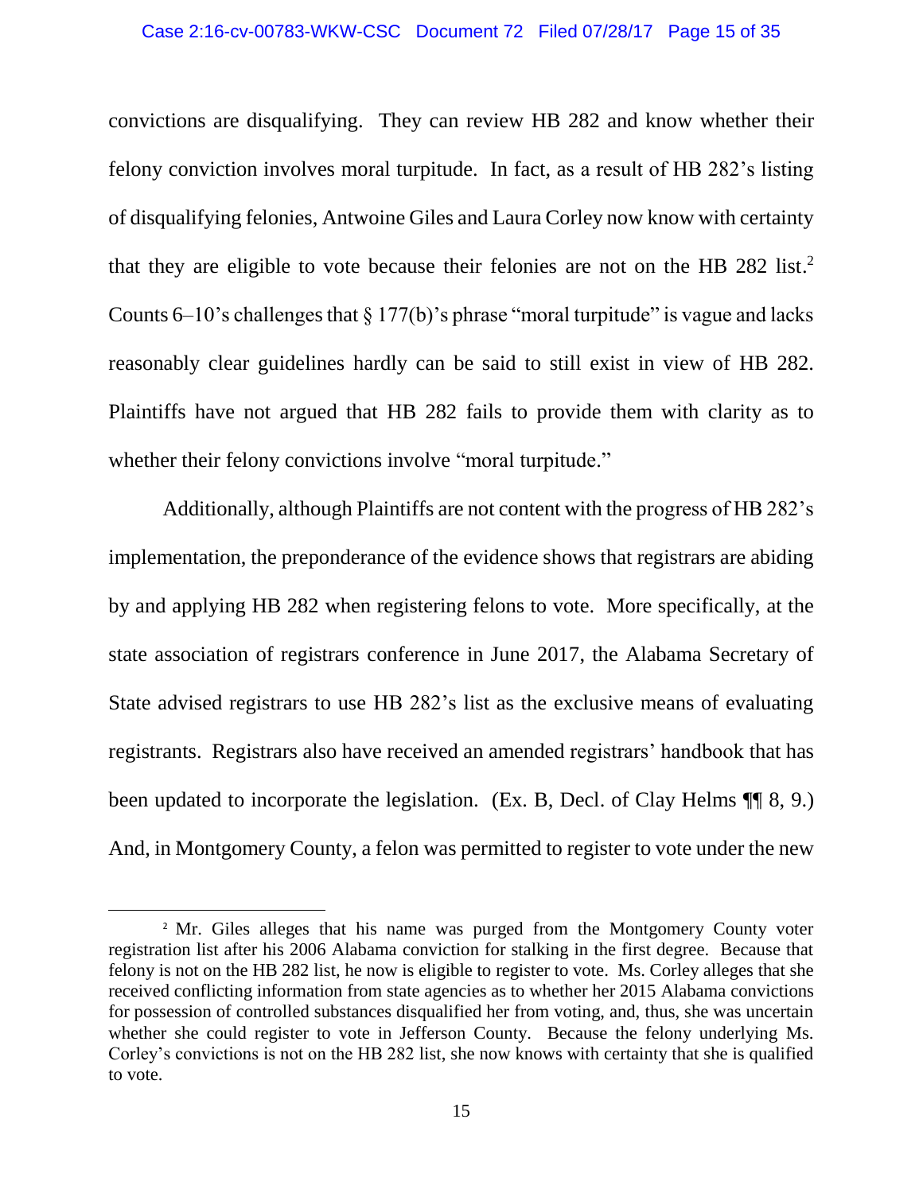convictions are disqualifying. They can review HB 282 and know whether their felony conviction involves moral turpitude. In fact, as a result of HB 282's listing of disqualifying felonies, Antwoine Giles and Laura Corley now know with certainty that they are eligible to vote because their felonies are not on the HB 282 list.[2] Counts 6–10's challenges that § 177(b)'s phrase "moral turpitude" is vague and lacks reasonably clear guidelines hardly can be said to still exist in view of HB 282. Plaintiffs have not argued that HB 282 fails to provide them with clarity as to whether their felony convictions involve "moral turpitude."

Additionally, although Plaintiffs are not content with the progress of HB 282's implementation, the preponderance of the evidence shows that registrars are abiding by and applying HB 282 when registering felons to vote. More specifically, at the state association of registrars conference in June 2017, the Alabama Secretary of State advised registrars to use HB 282's list as the exclusive means of evaluating registrants. Registrars also have received an amended registrars' handbook that has been updated to incorporate the legislation. (Ex. B, Decl. of Clay Helms ¶¶ 8, 9.) And, in Montgomery County, a felon was permitted to register to vote under the new

---

[2] Mr. Giles alleges that his name was purged from the Montgomery County voter registration list after his 2006 Alabama conviction for stalking in the first degree. Because that felony is not on the HB 282 list, he now is eligible to register to vote. Ms. Corley alleges that she received conflicting information from state agencies as to whether her 2015 Alabama convictions for possession of controlled substances disqualified her from voting, and, thus, she was uncertain whether she could register to vote in Jefferson County. Because the felony underlying Ms. Corley's convictions is not on the HB 282 list, she now knows with certainty that she is qualified to vote.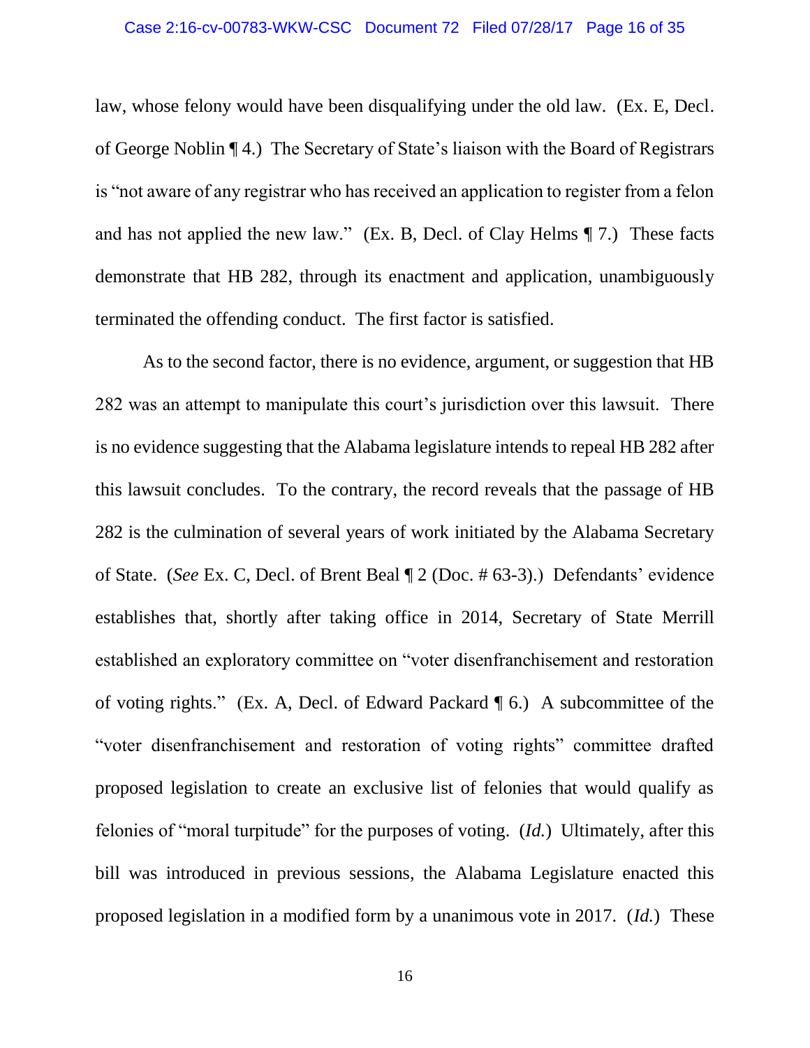law, whose felony would have been disqualifying under the old law. (Ex. E, Decl. of George Noblin ¶ 4.) The Secretary of State's liaison with the Board of Registrars is "not aware of any registrar who has received an application to register from a felon and has not applied the new law." (Ex. B, Decl. of Clay Helms ¶ 7.) These facts demonstrate that HB 282, through its enactment and application, unambiguously terminated the offending conduct. The first factor is satisfied.

As to the second factor, there is no evidence, argument, or suggestion that HB 282 was an attempt to manipulate this court's jurisdiction over this lawsuit. There is no evidence suggesting that the Alabama legislature intends to repeal HB 282 after this lawsuit concludes. To the contrary, the record reveals that the passage of HB 282 is the culmination of several years of work initiated by the Alabama Secretary of State. (*See* Ex. C, Decl. of Brent Beal ¶ 2 (Doc. # 63-3).) Defendants' evidence establishes that, shortly after taking office in 2014, Secretary of State Merrill established an exploratory committee on "voter disenfranchisement and restoration of voting rights." (Ex. A, Decl. of Edward Packard ¶ 6.) A subcommittee of the "voter disenfranchisement and restoration of voting rights" committee drafted proposed legislation to create an exclusive list of felonies that would qualify as felonies of "moral turpitude" for the purposes of voting. (*Id.*) Ultimately, after this bill was introduced in previous sessions, the Alabama Legislature enacted this proposed legislation in a modified form by a unanimous vote in 2017. (*Id.*) These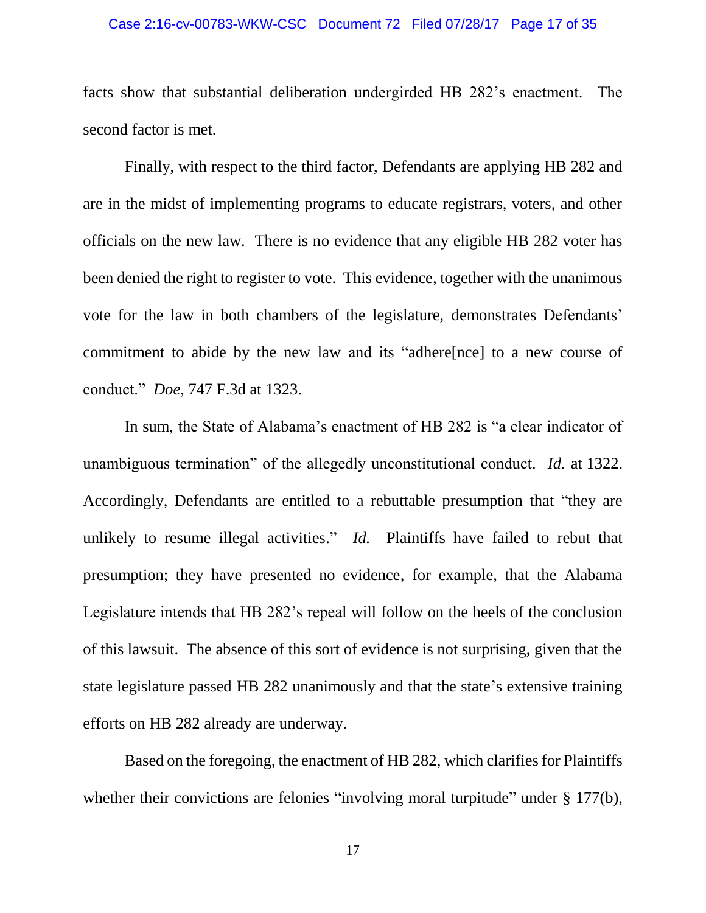facts show that substantial deliberation undergirded HB 282's enactment. The second factor is met.

Finally, with respect to the third factor, Defendants are applying HB 282 and are in the midst of implementing programs to educate registrars, voters, and other officials on the new law. There is no evidence that any eligible HB 282 voter has been denied the right to register to vote. This evidence, together with the unanimous vote for the law in both chambers of the legislature, demonstrates Defendants' commitment to abide by the new law and its "adhere[nce] to a new course of conduct." *Doe*, 747 F.3d at 1323.

In sum, the State of Alabama's enactment of HB 282 is "a clear indicator of unambiguous termination" of the allegedly unconstitutional conduct. *Id.* at 1322. Accordingly, Defendants are entitled to a rebuttable presumption that "they are unlikely to resume illegal activities." *Id.* Plaintiffs have failed to rebut that presumption; they have presented no evidence, for example, that the Alabama Legislature intends that HB 282's repeal will follow on the heels of the conclusion of this lawsuit. The absence of this sort of evidence is not surprising, given that the state legislature passed HB 282 unanimously and that the state's extensive training efforts on HB 282 already are underway.

Based on the foregoing, the enactment of HB 282, which clarifies for Plaintiffs whether their convictions are felonies "involving moral turpitude" under § 177(b),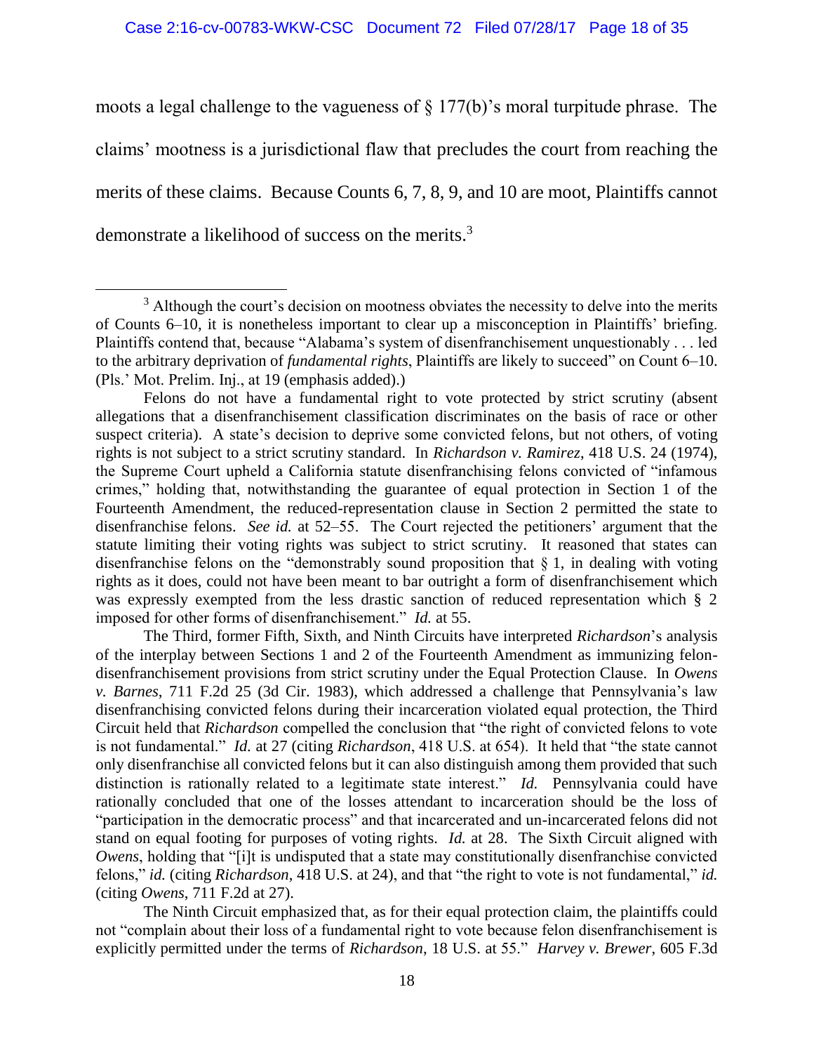moots a legal challenge to the vagueness of § 177(b)'s moral turpitude phrase. The claims' mootness is a jurisdictional flaw that precludes the court from reaching the merits of these claims. Because Counts 6, 7, 8, 9, and 10 are moot, Plaintiffs cannot demonstrate a likelihood of success on the merits.[3]

---

[3] Although the court's decision on mootness obviates the necessity to delve into the merits of Counts 6–10, it is nonetheless important to clear up a misconception in Plaintiffs' briefing. Plaintiffs contend that, because "Alabama's system of disenfranchisement unquestionably . . . led to the arbitrary deprivation of *fundamental rights*, Plaintiffs are likely to succeed" on Count 6–10. (Pls.' Mot. Prelim. Inj., at 19 (emphasis added).)

Felons do not have a fundamental right to vote protected by strict scrutiny (absent allegations that a disenfranchisement classification discriminates on the basis of race or other suspect criteria). A state's decision to deprive some convicted felons, but not others, of voting rights is not subject to a strict scrutiny standard. In *Richardson v. Ramirez*, 418 U.S. 24 (1974), the Supreme Court upheld a California statute disenfranchising felons convicted of "infamous crimes," holding that, notwithstanding the guarantee of equal protection in Section 1 of the Fourteenth Amendment, the reduced-representation clause in Section 2 permitted the state to disenfranchise felons. *See id.* at 52–55. The Court rejected the petitioners' argument that the statute limiting their voting rights was subject to strict scrutiny. It reasoned that states can disenfranchise felons on the "demonstrably sound proposition that § 1, in dealing with voting rights as it does, could not have been meant to bar outright a form of disenfranchisement which was expressly exempted from the less drastic sanction of reduced representation which § 2 imposed for other forms of disenfranchisement." *Id.* at 55.

The Third, former Fifth, Sixth, and Ninth Circuits have interpreted *Richardson*'s analysis of the interplay between Sections 1 and 2 of the Fourteenth Amendment as immunizing felon-disenfranchisement provisions from strict scrutiny under the Equal Protection Clause. In *Owens v. Barnes*, 711 F.2d 25 (3d Cir. 1983), which addressed a challenge that Pennsylvania's law disenfranchising convicted felons during their incarceration violated equal protection, the Third Circuit held that *Richardson* compelled the conclusion that "the right of convicted felons to vote is not fundamental." *Id.* at 27 (citing *Richardson*, 418 U.S. at 654). It held that "the state cannot only disenfranchise all convicted felons but it can also distinguish among them provided that such distinction is rationally related to a legitimate state interest." *Id.* Pennsylvania could have rationally concluded that one of the losses attendant to incarceration should be the loss of "participation in the democratic process" and that incarcerated and un-incarcerated felons did not stand on equal footing for purposes of voting rights. *Id.* at 28. The Sixth Circuit aligned with *Owens*, holding that "[i]t is undisputed that a state may constitutionally disenfranchise convicted felons," *id.* (citing *Richardson*, 418 U.S. at 24), and that "the right to vote is not fundamental," *id.* (citing *Owens*, 711 F.2d at 27).

The Ninth Circuit emphasized that, as for their equal protection claim, the plaintiffs could not "complain about their loss of a fundamental right to vote because felon disenfranchisement is explicitly permitted under the terms of *Richardson*, 18 U.S. at 55." *Harvey v. Brewer*, 605 F.3d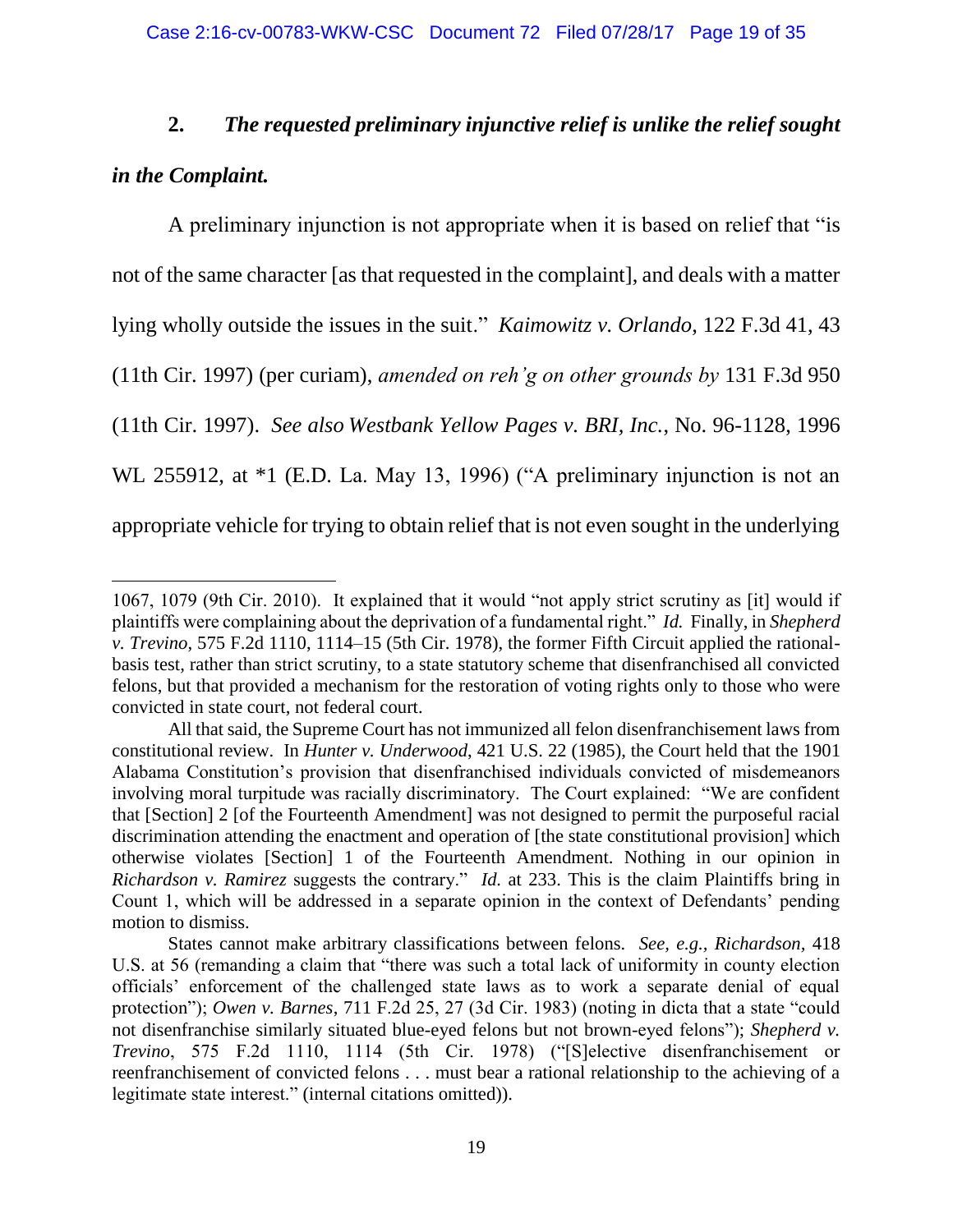### 2. *The requested preliminary injunctive relief is unlike the relief sought in the Complaint.*

A preliminary injunction is not appropriate when it is based on relief that "is not of the same character [as that requested in the complaint], and deals with a matter lying wholly outside the issues in the suit." *Kaimowitz v. Orlando*, 122 F.3d 41, 43 (11th Cir. 1997) (per curiam), *amended on reh'g on other grounds by* 131 F.3d 950 (11th Cir. 1997). *See also Westbank Yellow Pages v. BRI, Inc.*, No. 96-1128, 1996 WL 255912, at *1 (E.D. La. May 13, 1996) ("A preliminary injunction is not an appropriate vehicle for trying to obtain relief that is not even sought in the underlying

---

1067, 1079 (9th Cir. 2010). It explained that it would "not apply strict scrutiny as [it] would if plaintiffs were complaining about the deprivation of a fundamental right." *Id.* Finally, in *Shepherd v. Trevino*, 575 F.2d 1110, 1114–15 (5th Cir. 1978), the former Fifth Circuit applied the rational-basis test, rather than strict scrutiny, to a state statutory scheme that disenfranchised all convicted felons, but that provided a mechanism for the restoration of voting rights only to those who were convicted in state court, not federal court.

All that said, the Supreme Court has not immunized all felon disenfranchisement laws from constitutional review. In *Hunter v. Underwood*, 421 U.S. 22 (1985), the Court held that the 1901 Alabama Constitution's provision that disenfranchised individuals convicted of misdemeanors involving moral turpitude was racially discriminatory. The Court explained: "We are confident that [Section] 2 [of the Fourteenth Amendment] was not designed to permit the purposeful racial discrimination attending the enactment and operation of [the state constitutional provision] which otherwise violates [Section] 1 of the Fourteenth Amendment. Nothing in our opinion in *Richardson v. Ramirez* suggests the contrary." *Id.* at 233. This is the claim Plaintiffs bring in Count 1, which will be addressed in a separate opinion in the context of Defendants' pending motion to dismiss.

States cannot make arbitrary classifications between felons. *See, e.g., Richardson*, 418 U.S. at 56 (remanding a claim that "there was such a total lack of uniformity in county election officials' enforcement of the challenged state laws as to work a separate denial of equal protection"); *Owen v. Barnes*, 711 F.2d 25, 27 (3d Cir. 1983) (noting in dicta that a state "could not disenfranchise similarly situated blue-eyed felons but not brown-eyed felons"); *Shepherd v. Trevino*, 575 F.2d 1110, 1114 (5th Cir. 1978) ("[S]elective disenfranchisement or reenfranchisement of convicted felons . . . must bear a rational relationship to the achieving of a legitimate state interest." (internal citations omitted)).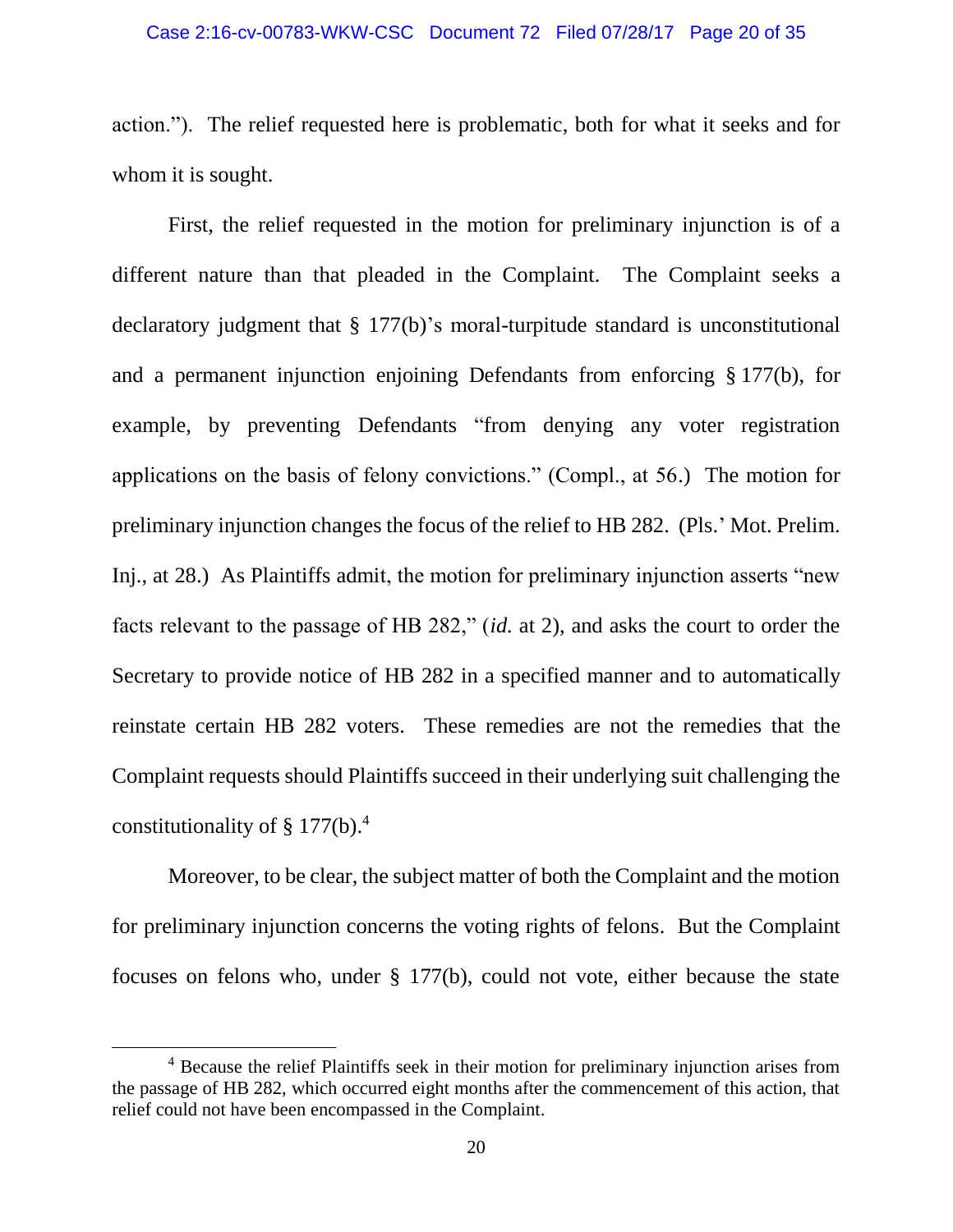action."). The relief requested here is problematic, both for what it seeks and for whom it is sought.

First, the relief requested in the motion for preliminary injunction is of a different nature than that pleaded in the Complaint. The Complaint seeks a declaratory judgment that § 177(b)'s moral-turpitude standard is unconstitutional and a permanent injunction enjoining Defendants from enforcing § 177(b), for example, by preventing Defendants "from denying any voter registration applications on the basis of felony convictions." (Compl., at 56.) The motion for preliminary injunction changes the focus of the relief to HB 282. (Pls.' Mot. Prelim. Inj., at 28.) As Plaintiffs admit, the motion for preliminary injunction asserts "new facts relevant to the passage of HB 282," (*id.* at 2), and asks the court to order the Secretary to provide notice of HB 282 in a specified manner and to automatically reinstate certain HB 282 voters. These remedies are not the remedies that the Complaint requests should Plaintiffs succeed in their underlying suit challenging the constitutionality of § 177(b).[4]

Moreover, to be clear, the subject matter of both the Complaint and the motion for preliminary injunction concerns the voting rights of felons. But the Complaint focuses on felons who, under § 177(b), could not vote, either because the state

[4] Because the relief Plaintiffs seek in their motion for preliminary injunction arises from the passage of HB 282, which occurred eight months after the commencement of this action, that relief could not have been encompassed in the Complaint.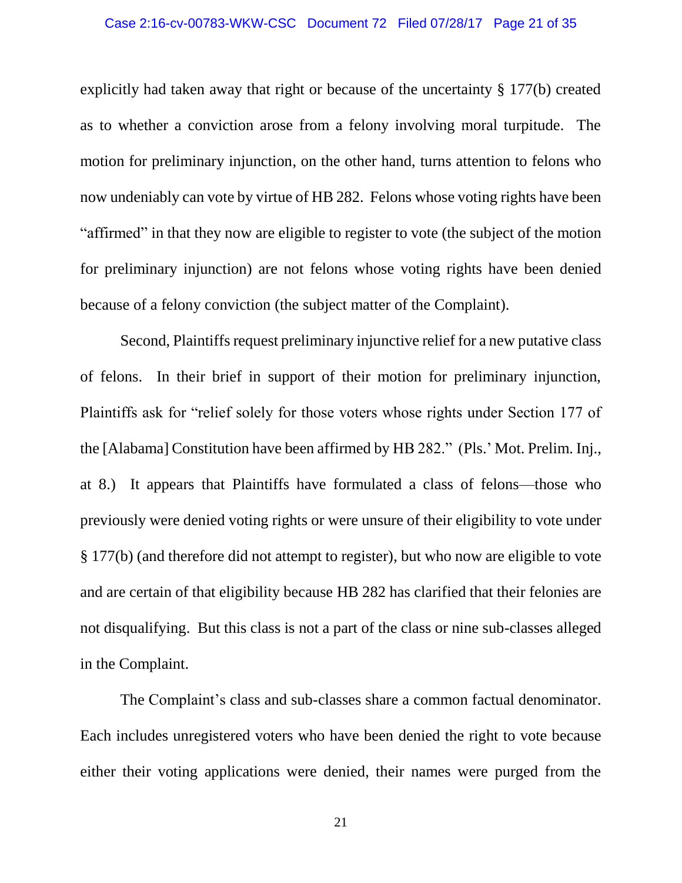explicitly had taken away that right or because of the uncertainty § 177(b) created as to whether a conviction arose from a felony involving moral turpitude. The motion for preliminary injunction, on the other hand, turns attention to felons who now undeniably can vote by virtue of HB 282. Felons whose voting rights have been "affirmed" in that they now are eligible to register to vote (the subject of the motion for preliminary injunction) are not felons whose voting rights have been denied because of a felony conviction (the subject matter of the Complaint).

Second, Plaintiffs request preliminary injunctive relief for a new putative class of felons. In their brief in support of their motion for preliminary injunction, Plaintiffs ask for "relief solely for those voters whose rights under Section 177 of the [Alabama] Constitution have been affirmed by HB 282." (Pls.' Mot. Prelim. Inj., at 8.) It appears that Plaintiffs have formulated a class of felons—those who previously were denied voting rights or were unsure of their eligibility to vote under § 177(b) (and therefore did not attempt to register), but who now are eligible to vote and are certain of that eligibility because HB 282 has clarified that their felonies are not disqualifying. But this class is not a part of the class or nine sub-classes alleged in the Complaint.

The Complaint's class and sub-classes share a common factual denominator. Each includes unregistered voters who have been denied the right to vote because either their voting applications were denied, their names were purged from the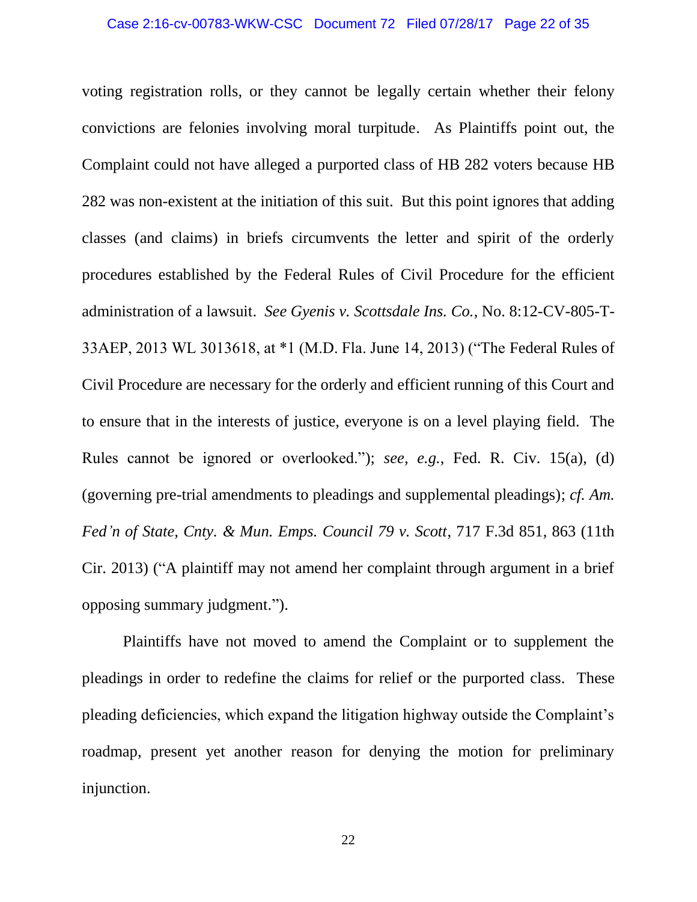voting registration rolls, or they cannot be legally certain whether their felony convictions are felonies involving moral turpitude. As Plaintiffs point out, the Complaint could not have alleged a purported class of HB 282 voters because HB 282 was non-existent at the initiation of this suit. But this point ignores that adding classes (and claims) in briefs circumvents the letter and spirit of the orderly procedures established by the Federal Rules of Civil Procedure for the efficient administration of a lawsuit. *See Gyenis v. Scottsdale Ins. Co.*, No. 8:12-CV-805-T-33AEP, 2013 WL 3013618, at *1 (M.D. Fla. June 14, 2013) ("The Federal Rules of Civil Procedure are necessary for the orderly and efficient running of this Court and to ensure that in the interests of justice, everyone is on a level playing field. The Rules cannot be ignored or overlooked."); *see, e.g.*, Fed. R. Civ. 15(a), (d) (governing pre-trial amendments to pleadings and supplemental pleadings); *cf. Am. Fed'n of State, Cnty. & Mun. Emps. Council 79 v. Scott*, 717 F.3d 851, 863 (11th Cir. 2013) ("A plaintiff may not amend her complaint through argument in a brief opposing summary judgment.").

Plaintiffs have not moved to amend the Complaint or to supplement the pleadings in order to redefine the claims for relief or the purported class. These pleading deficiencies, which expand the litigation highway outside the Complaint's roadmap, present yet another reason for denying the motion for preliminary injunction.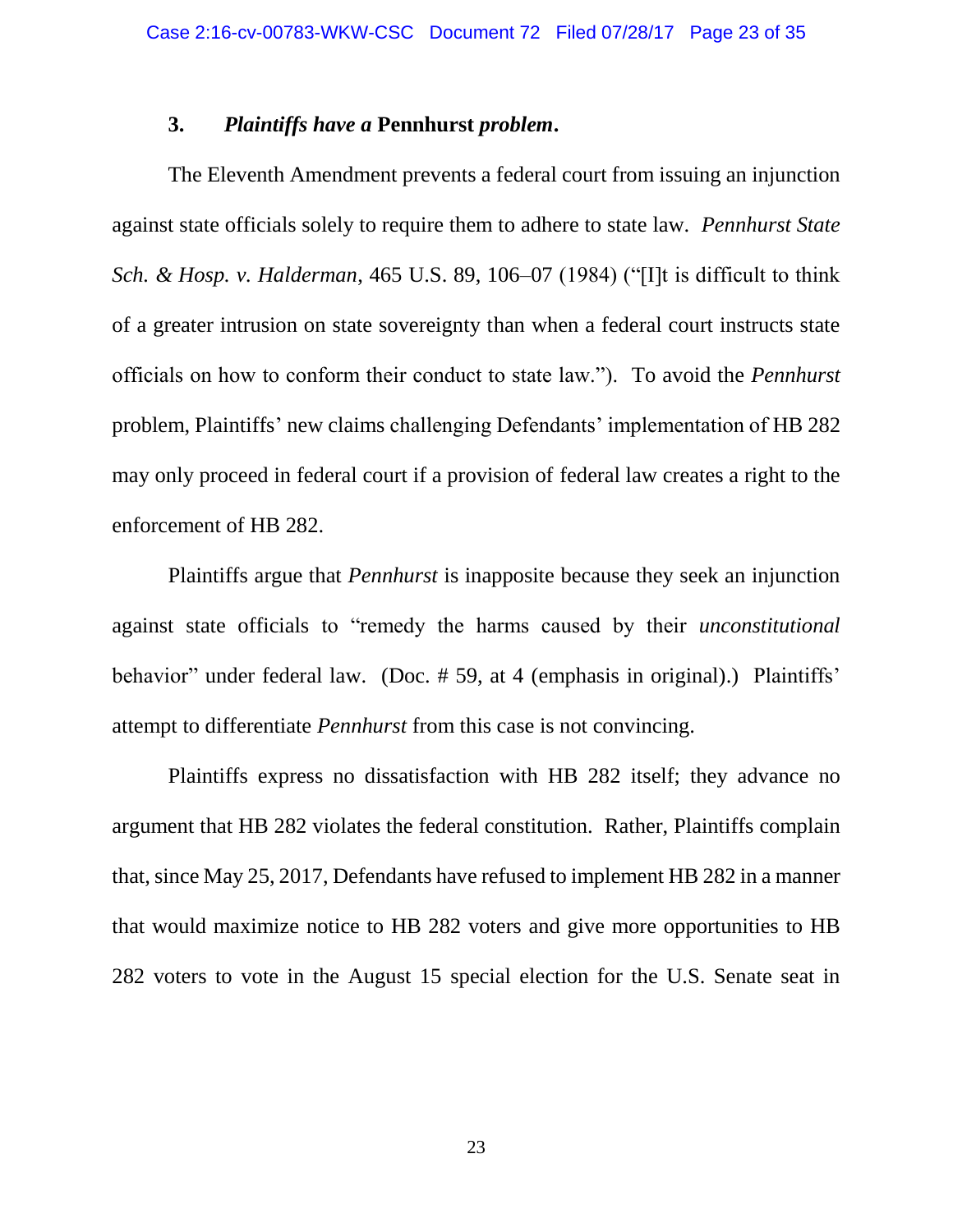### 3. *Plaintiffs have a* Pennhurst *problem*.

The Eleventh Amendment prevents a federal court from issuing an injunction against state officials solely to require them to adhere to state law. *Pennhurst State Sch. & Hosp. v. Halderman*, 465 U.S. 89, 106–07 (1984) ("[I]t is difficult to think of a greater intrusion on state sovereignty than when a federal court instructs state officials on how to conform their conduct to state law."). To avoid the *Pennhurst* problem, Plaintiffs' new claims challenging Defendants' implementation of HB 282 may only proceed in federal court if a provision of federal law creates a right to the enforcement of HB 282.

Plaintiffs argue that *Pennhurst* is inapposite because they seek an injunction against state officials to "remedy the harms caused by their *unconstitutional* behavior" under federal law. (Doc. # 59, at 4 (emphasis in original).) Plaintiffs' attempt to differentiate *Pennhurst* from this case is not convincing.

Plaintiffs express no dissatisfaction with HB 282 itself; they advance no argument that HB 282 violates the federal constitution. Rather, Plaintiffs complain that, since May 25, 2017, Defendants have refused to implement HB 282 in a manner that would maximize notice to HB 282 voters and give more opportunities to HB 282 voters to vote in the August 15 special election for the U.S. Senate seat in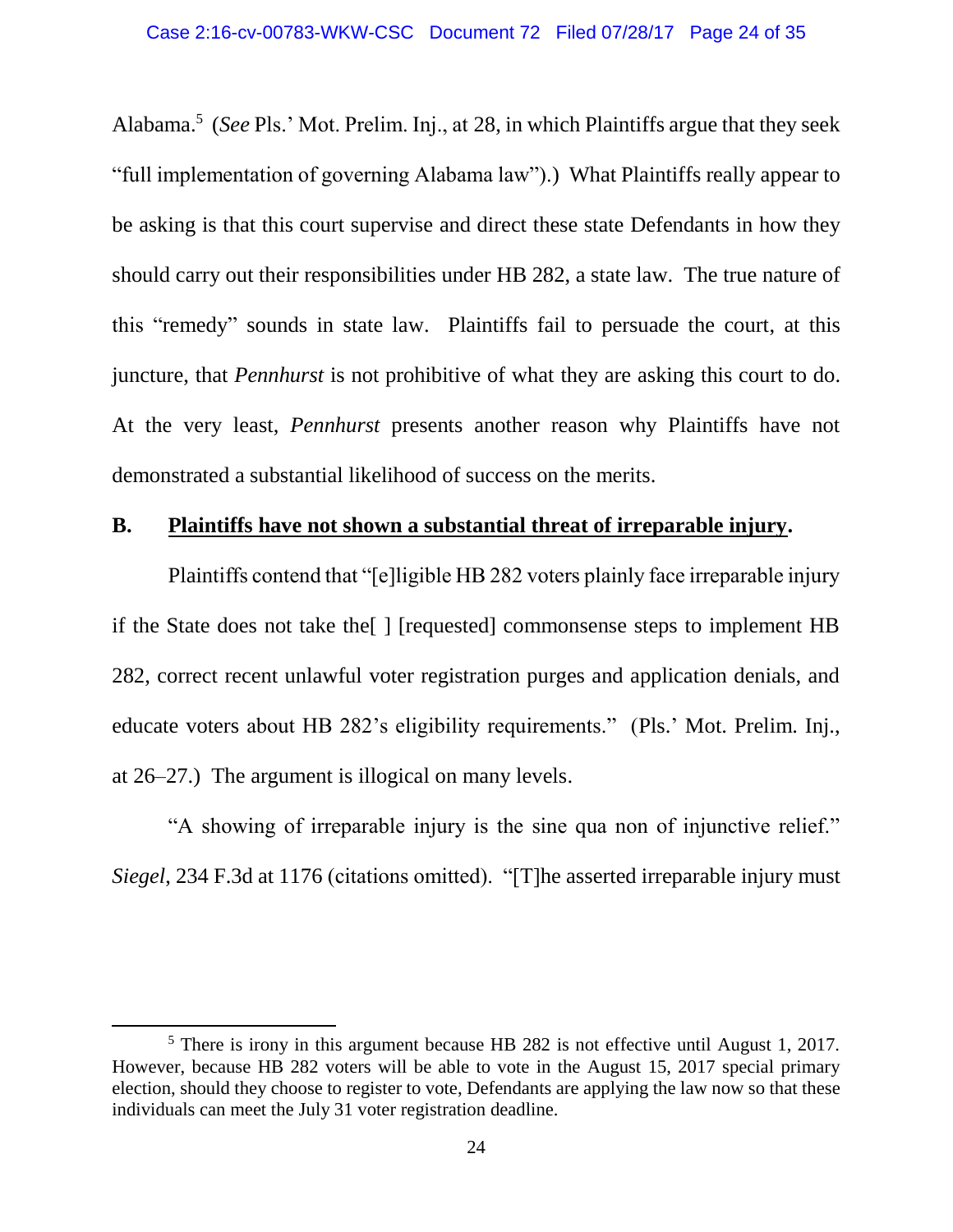Alabama.[5] (*See* Pls.' Mot. Prelim. Inj., at 28, in which Plaintiffs argue that they seek "full implementation of governing Alabama law").) What Plaintiffs really appear to be asking is that this court supervise and direct these state Defendants in how they should carry out their responsibilities under HB 282, a state law. The true nature of this "remedy" sounds in state law. Plaintiffs fail to persuade the court, at this juncture, that *Pennhurst* is not prohibitive of what they are asking this court to do. At the very least, *Pennhurst* presents another reason why Plaintiffs have not demonstrated a substantial likelihood of success on the merits.

**B. <u>Plaintiffs have not shown a substantial threat of irreparable injury</u>.**

Plaintiffs contend that "[e]ligible HB 282 voters plainly face irreparable injury if the State does not take the[ ] [requested] commonsense steps to implement HB 282, correct recent unlawful voter registration purges and application denials, and educate voters about HB 282's eligibility requirements." (Pls.' Mot. Prelim. Inj., at 26–27.) The argument is illogical on many levels.

"A showing of irreparable injury is the sine qua non of injunctive relief." *Siegel*, 234 F.3d at 1176 (citations omitted). "[T]he asserted irreparable injury must

---

[5] There is irony in this argument because HB 282 is not effective until August 1, 2017. However, because HB 282 voters will be able to vote in the August 15, 2017 special primary election, should they choose to register to vote, Defendants are applying the law now so that these individuals can meet the July 31 voter registration deadline.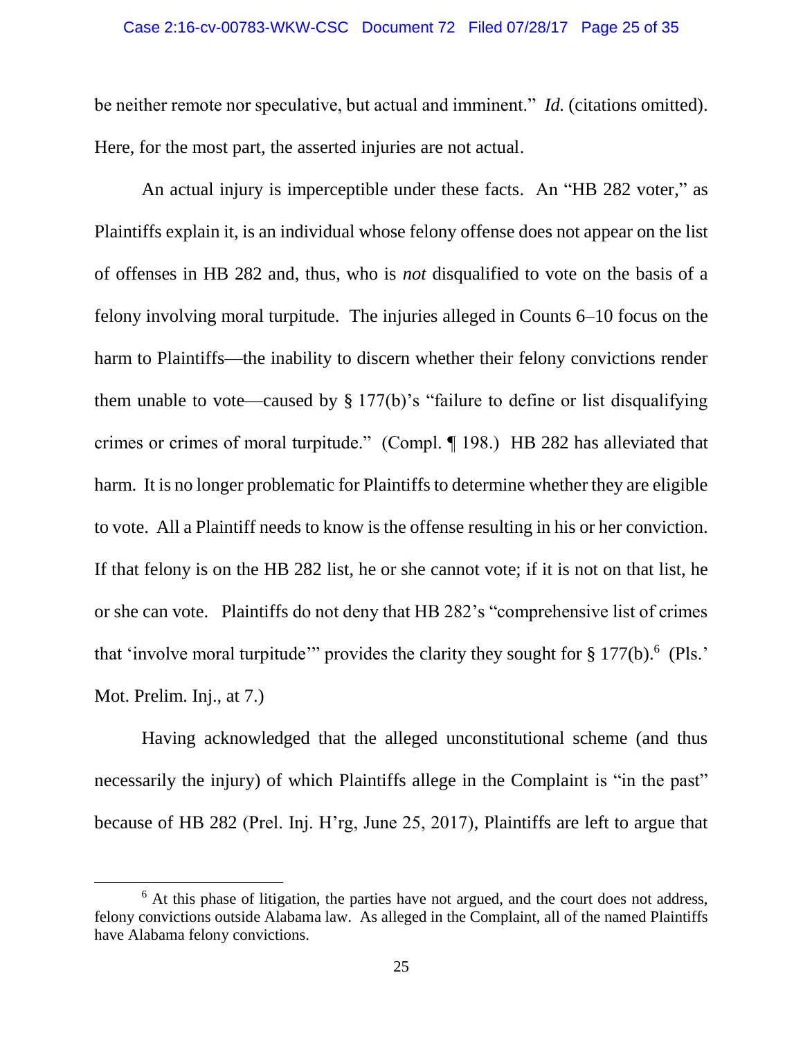be neither remote nor speculative, but actual and imminent." *Id.* (citations omitted). Here, for the most part, the asserted injuries are not actual.

An actual injury is imperceptible under these facts. An "HB 282 voter," as Plaintiffs explain it, is an individual whose felony offense does not appear on the list of offenses in HB 282 and, thus, who is *not* disqualified to vote on the basis of a felony involving moral turpitude. The injuries alleged in Counts 6–10 focus on the harm to Plaintiffs—the inability to discern whether their felony convictions render them unable to vote—caused by § 177(b)'s "failure to define or list disqualifying crimes or crimes of moral turpitude." (Compl. ¶ 198.) HB 282 has alleviated that harm. It is no longer problematic for Plaintiffs to determine whether they are eligible to vote. All a Plaintiff needs to know is the offense resulting in his or her conviction. If that felony is on the HB 282 list, he or she cannot vote; if it is not on that list, he or she can vote. Plaintiffs do not deny that HB 282's "comprehensive list of crimes that 'involve moral turpitude'" provides the clarity they sought for § 177(b).[6] (Pls.' Mot. Prelim. Inj., at 7.)

Having acknowledged that the alleged unconstitutional scheme (and thus necessarily the injury) of which Plaintiffs allege in the Complaint is "in the past" because of HB 282 (Prel. Inj. H'rg, June 25, 2017), Plaintiffs are left to argue that

---

[6] At this phase of litigation, the parties have not argued, and the court does not address, felony convictions outside Alabama law. As alleged in the Complaint, all of the named Plaintiffs have Alabama felony convictions.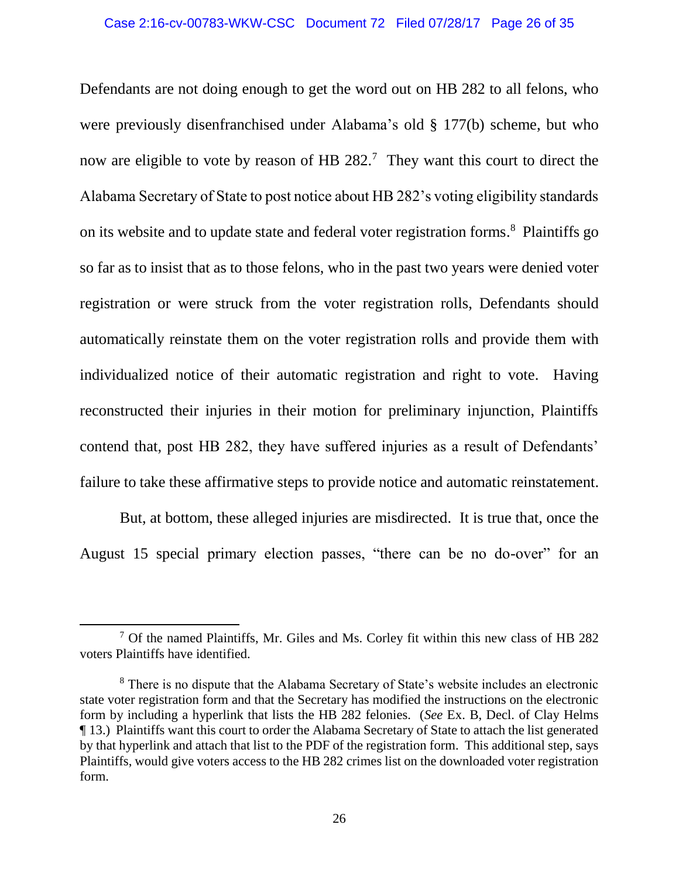Defendants are not doing enough to get the word out on HB 282 to all felons, who were previously disenfranchised under Alabama's old § 177(b) scheme, but who now are eligible to vote by reason of HB 282.[7] They want this court to direct the Alabama Secretary of State to post notice about HB 282's voting eligibility standards on its website and to update state and federal voter registration forms.[8] Plaintiffs go so far as to insist that as to those felons, who in the past two years were denied voter registration or were struck from the voter registration rolls, Defendants should automatically reinstate them on the voter registration rolls and provide them with individualized notice of their automatic registration and right to vote. Having reconstructed their injuries in their motion for preliminary injunction, Plaintiffs contend that, post HB 282, they have suffered injuries as a result of Defendants' failure to take these affirmative steps to provide notice and automatic reinstatement.

But, at bottom, these alleged injuries are misdirected. It is true that, once the August 15 special primary election passes, "there can be no do-over" for an

---

[7] Of the named Plaintiffs, Mr. Giles and Ms. Corley fit within this new class of HB 282 voters Plaintiffs have identified.

[8] There is no dispute that the Alabama Secretary of State's website includes an electronic state voter registration form and that the Secretary has modified the instructions on the electronic form by including a hyperlink that lists the HB 282 felonies. (*See* Ex. B, Decl. of Clay Helms ¶ 13.) Plaintiffs want this court to order the Alabama Secretary of State to attach the list generated by that hyperlink and attach that list to the PDF of the registration form. This additional step, says Plaintiffs, would give voters access to the HB 282 crimes list on the downloaded voter registration form.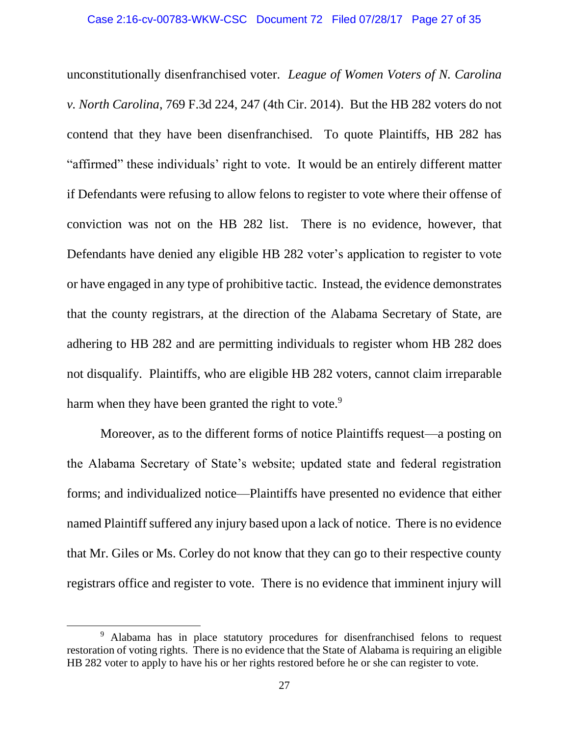unconstitutionally disenfranchised voter. *League of Women Voters of N. Carolina v. North Carolina*, 769 F.3d 224, 247 (4th Cir. 2014). But the HB 282 voters do not contend that they have been disenfranchised. To quote Plaintiffs, HB 282 has "affirmed" these individuals' right to vote. It would be an entirely different matter if Defendants were refusing to allow felons to register to vote where their offense of conviction was not on the HB 282 list. There is no evidence, however, that Defendants have denied any eligible HB 282 voter's application to register to vote or have engaged in any type of prohibitive tactic. Instead, the evidence demonstrates that the county registrars, at the direction of the Alabama Secretary of State, are adhering to HB 282 and are permitting individuals to register whom HB 282 does not disqualify. Plaintiffs, who are eligible HB 282 voters, cannot claim irreparable harm when they have been granted the right to vote.[9]

Moreover, as to the different forms of notice Plaintiffs request—a posting on the Alabama Secretary of State's website; updated state and federal registration forms; and individualized notice—Plaintiffs have presented no evidence that either named Plaintiff suffered any injury based upon a lack of notice. There is no evidence that Mr. Giles or Ms. Corley do not know that they can go to their respective county registrars office and register to vote. There is no evidence that imminent injury will

---

[9] Alabama has in place statutory procedures for disenfranchised felons to request restoration of voting rights. There is no evidence that the State of Alabama is requiring an eligible HB 282 voter to apply to have his or her rights restored before he or she can register to vote.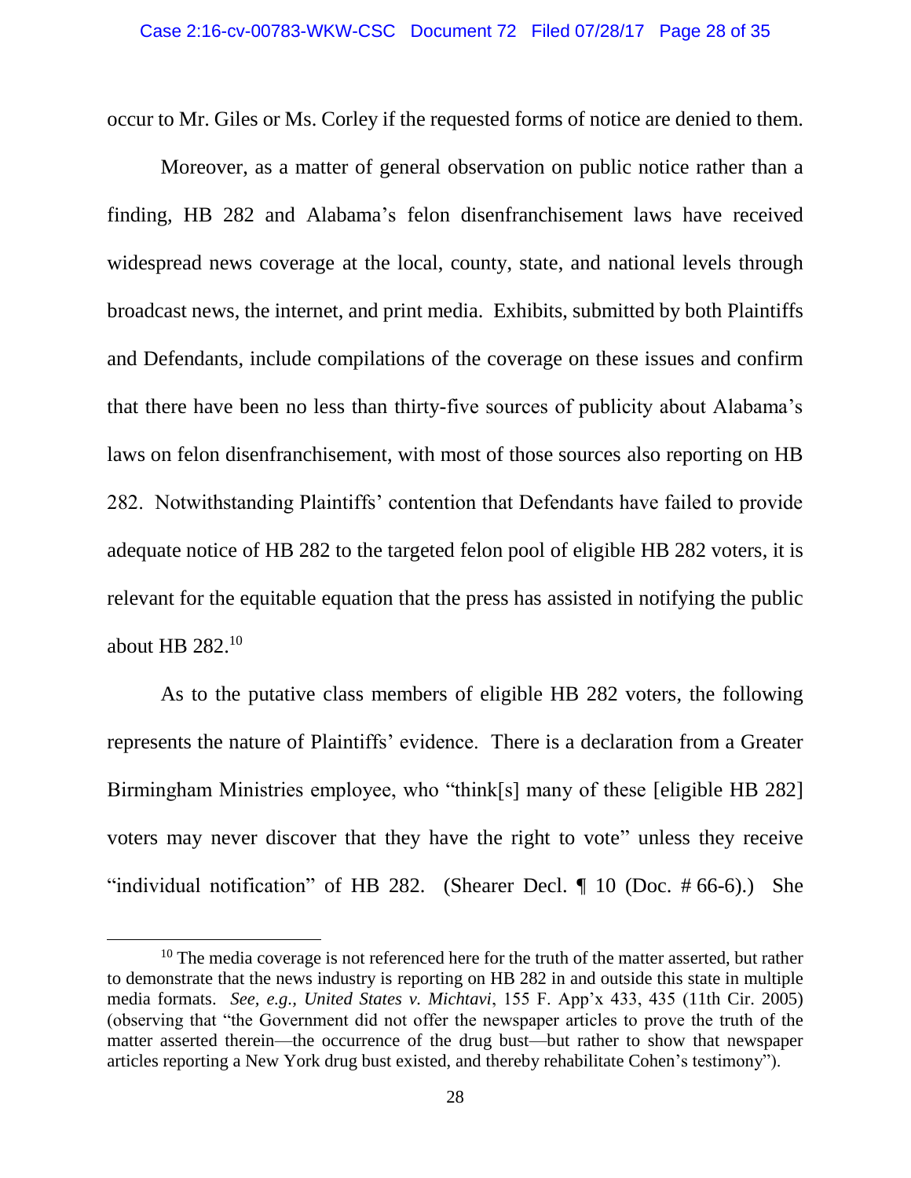occur to Mr. Giles or Ms. Corley if the requested forms of notice are denied to them.

Moreover, as a matter of general observation on public notice rather than a finding, HB 282 and Alabama's felon disenfranchisement laws have received widespread news coverage at the local, county, state, and national levels through broadcast news, the internet, and print media. Exhibits, submitted by both Plaintiffs and Defendants, include compilations of the coverage on these issues and confirm that there have been no less than thirty-five sources of publicity about Alabama's laws on felon disenfranchisement, with most of those sources also reporting on HB 282. Notwithstanding Plaintiffs' contention that Defendants have failed to provide adequate notice of HB 282 to the targeted felon pool of eligible HB 282 voters, it is relevant for the equitable equation that the press has assisted in notifying the public about HB 282.[10]

As to the putative class members of eligible HB 282 voters, the following represents the nature of Plaintiffs' evidence. There is a declaration from a Greater Birmingham Ministries employee, who "think[s] many of these [eligible HB 282] voters may never discover that they have the right to vote" unless they receive "individual notification" of HB 282. (Shearer Decl. ¶ 10 (Doc. # 66-6).) She

---

[10] The media coverage is not referenced here for the truth of the matter asserted, but rather to demonstrate that the news industry is reporting on HB 282 in and outside this state in multiple media formats. *See, e.g., United States v. Michtavi*, 155 F. App'x 433, 435 (11th Cir. 2005) (observing that "the Government did not offer the newspaper articles to prove the truth of the matter asserted therein—the occurrence of the drug bust—but rather to show that newspaper articles reporting a New York drug bust existed, and thereby rehabilitate Cohen's testimony").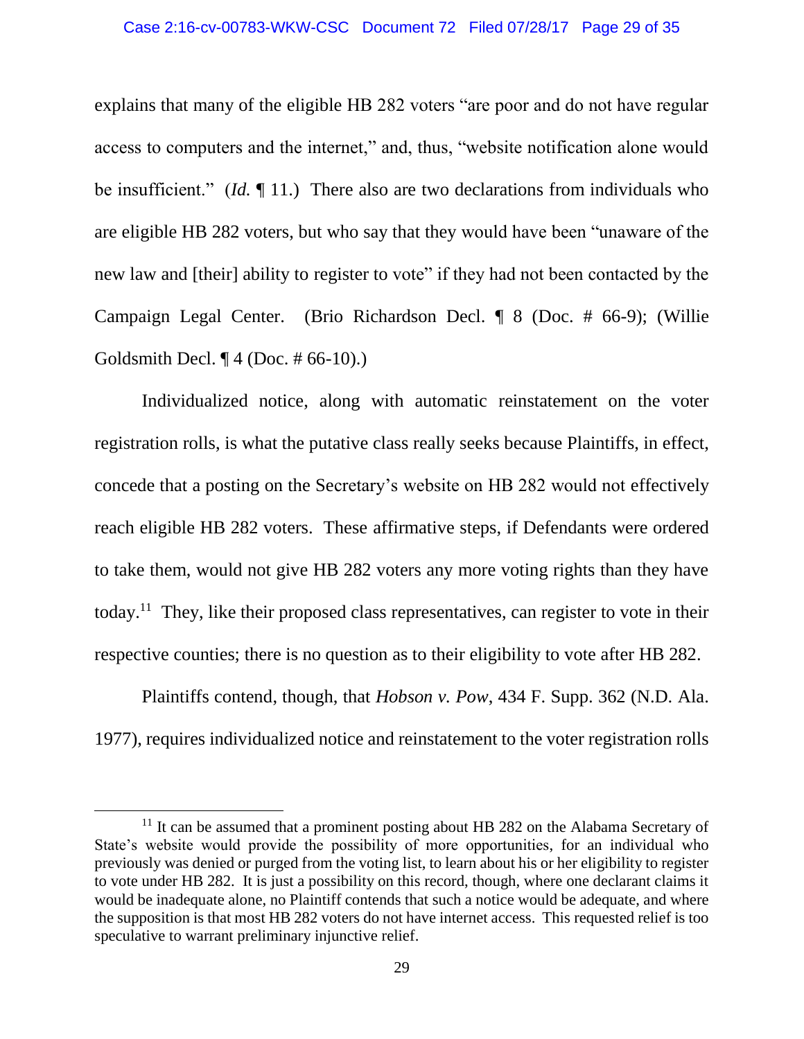explains that many of the eligible HB 282 voters "are poor and do not have regular access to computers and the internet," and, thus, "website notification alone would be insufficient." (*Id.* ¶ 11.) There also are two declarations from individuals who are eligible HB 282 voters, but who say that they would have been "unaware of the new law and [their] ability to register to vote" if they had not been contacted by the Campaign Legal Center. (Brio Richardson Decl. ¶ 8 (Doc. # 66-9); (Willie Goldsmith Decl. ¶ 4 (Doc. # 66-10).)

Individualized notice, along with automatic reinstatement on the voter registration rolls, is what the putative class really seeks because Plaintiffs, in effect, concede that a posting on the Secretary's website on HB 282 would not effectively reach eligible HB 282 voters. These affirmative steps, if Defendants were ordered to take them, would not give HB 282 voters any more voting rights than they have today.[11] They, like their proposed class representatives, can register to vote in their respective counties; there is no question as to their eligibility to vote after HB 282.

Plaintiffs contend, though, that *Hobson v. Pow*, 434 F. Supp. 362 (N.D. Ala. 1977), requires individualized notice and reinstatement to the voter registration rolls

---

[11] It can be assumed that a prominent posting about HB 282 on the Alabama Secretary of State's website would provide the possibility of more opportunities, for an individual who previously was denied or purged from the voting list, to learn about his or her eligibility to register to vote under HB 282. It is just a possibility on this record, though, where one declarant claims it would be inadequate alone, no Plaintiff contends that such a notice would be adequate, and where the supposition is that most HB 282 voters do not have internet access. This requested relief is too speculative to warrant preliminary injunctive relief.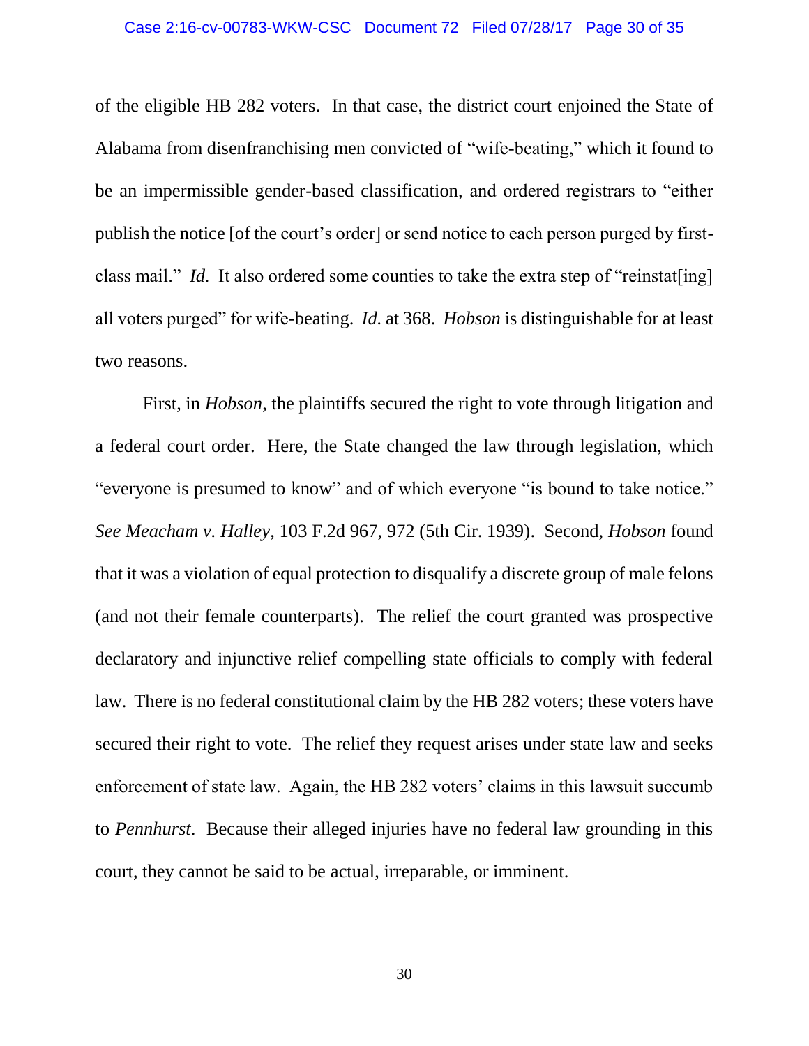of the eligible HB 282 voters. In that case, the district court enjoined the State of Alabama from disenfranchising men convicted of "wife-beating," which it found to be an impermissible gender-based classification, and ordered registrars to "either publish the notice [of the court's order] or send notice to each person purged by first-class mail." *Id.* It also ordered some counties to take the extra step of "reinstat[ing] all voters purged" for wife-beating. *Id.* at 368. *Hobson* is distinguishable for at least two reasons.

First, in *Hobson*, the plaintiffs secured the right to vote through litigation and a federal court order. Here, the State changed the law through legislation, which "everyone is presumed to know" and of which everyone "is bound to take notice." *See Meacham v. Halley*, 103 F.2d 967, 972 (5th Cir. 1939). Second, *Hobson* found that it was a violation of equal protection to disqualify a discrete group of male felons (and not their female counterparts). The relief the court granted was prospective declaratory and injunctive relief compelling state officials to comply with federal law. There is no federal constitutional claim by the HB 282 voters; these voters have secured their right to vote. The relief they request arises under state law and seeks enforcement of state law. Again, the HB 282 voters' claims in this lawsuit succumb to *Pennhurst*. Because their alleged injuries have no federal law grounding in this court, they cannot be said to be actual, irreparable, or imminent.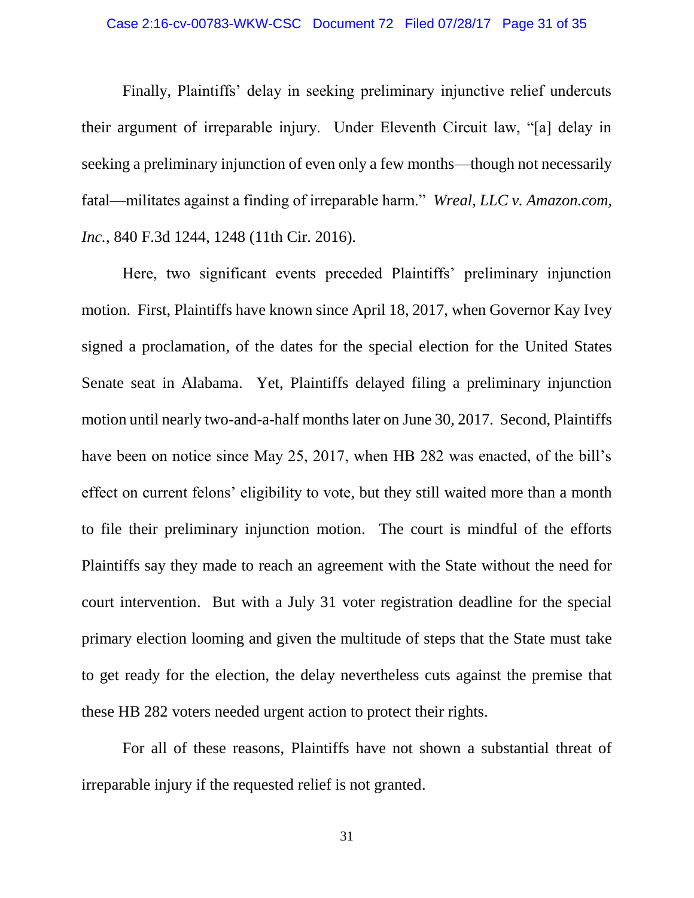Finally, Plaintiffs' delay in seeking preliminary injunctive relief undercuts their argument of irreparable injury. Under Eleventh Circuit law, "[a] delay in seeking a preliminary injunction of even only a few months—though not necessarily fatal—militates against a finding of irreparable harm." *Wreal, LLC v. Amazon.com, Inc.*, 840 F.3d 1244, 1248 (11th Cir. 2016).

Here, two significant events preceded Plaintiffs' preliminary injunction motion. First, Plaintiffs have known since April 18, 2017, when Governor Kay Ivey signed a proclamation, of the dates for the special election for the United States Senate seat in Alabama. Yet, Plaintiffs delayed filing a preliminary injunction motion until nearly two-and-a-half months later on June 30, 2017. Second, Plaintiffs have been on notice since May 25, 2017, when HB 282 was enacted, of the bill's effect on current felons' eligibility to vote, but they still waited more than a month to file their preliminary injunction motion. The court is mindful of the efforts Plaintiffs say they made to reach an agreement with the State without the need for court intervention. But with a July 31 voter registration deadline for the special primary election looming and given the multitude of steps that the State must take to get ready for the election, the delay nevertheless cuts against the premise that these HB 282 voters needed urgent action to protect their rights.

For all of these reasons, Plaintiffs have not shown a substantial threat of irreparable injury if the requested relief is not granted.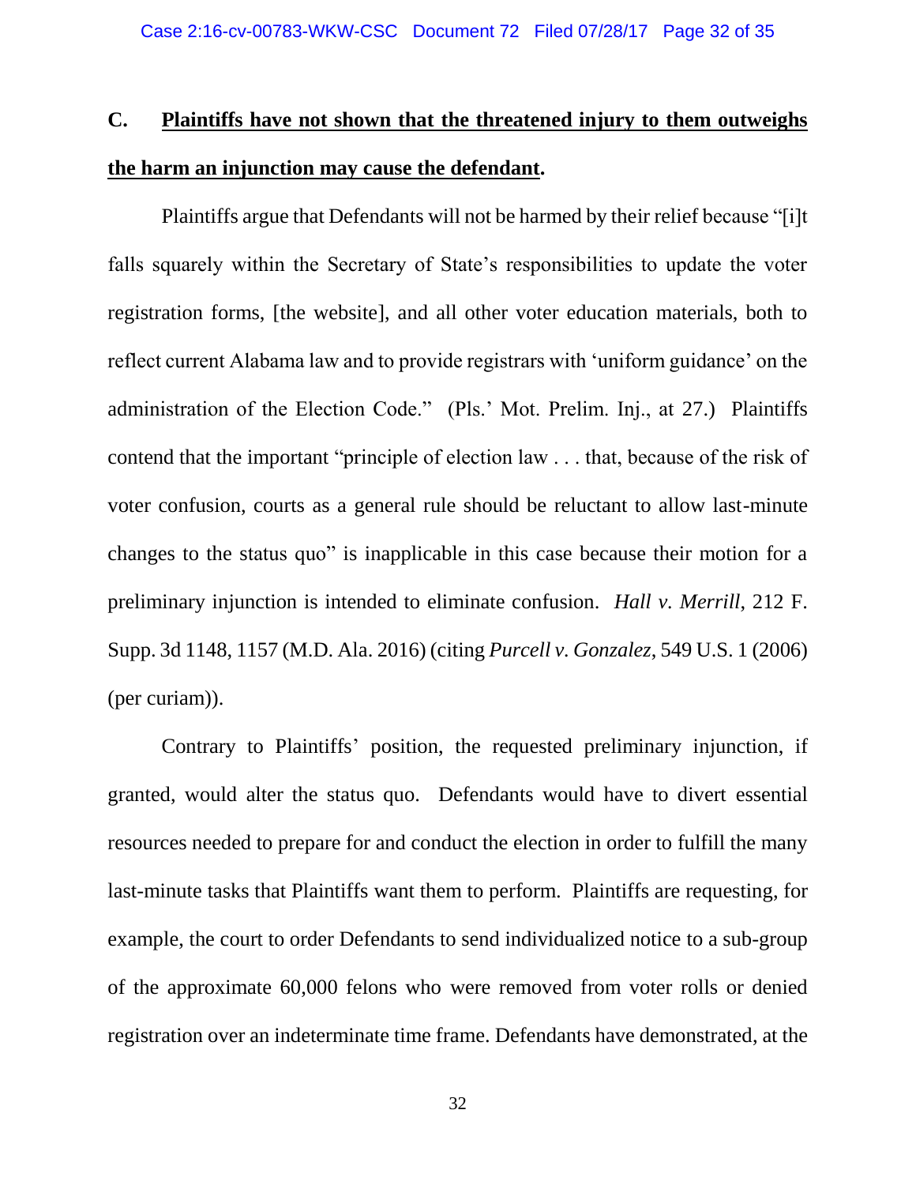### C. **<u>Plaintiffs have not shown that the threatened injury to them outweighs the harm an injunction may cause the defendant</u>.**

Plaintiffs argue that Defendants will not be harmed by their relief because "[i]t falls squarely within the Secretary of State's responsibilities to update the voter registration forms, [the website], and all other voter education materials, both to reflect current Alabama law and to provide registrars with 'uniform guidance' on the administration of the Election Code." (Pls.' Mot. Prelim. Inj., at 27.) Plaintiffs contend that the important "principle of election law . . . that, because of the risk of voter confusion, courts as a general rule should be reluctant to allow last-minute changes to the status quo" is inapplicable in this case because their motion for a preliminary injunction is intended to eliminate confusion. *Hall v. Merrill*, 212 F. Supp. 3d 1148, 1157 (M.D. Ala. 2016) (citing *Purcell v. Gonzalez*, 549 U.S. 1 (2006) (per curiam)).

Contrary to Plaintiffs' position, the requested preliminary injunction, if granted, would alter the status quo. Defendants would have to divert essential resources needed to prepare for and conduct the election in order to fulfill the many last-minute tasks that Plaintiffs want them to perform. Plaintiffs are requesting, for example, the court to order Defendants to send individualized notice to a sub-group of the approximate 60,000 felons who were removed from voter rolls or denied registration over an indeterminate time frame. Defendants have demonstrated, at the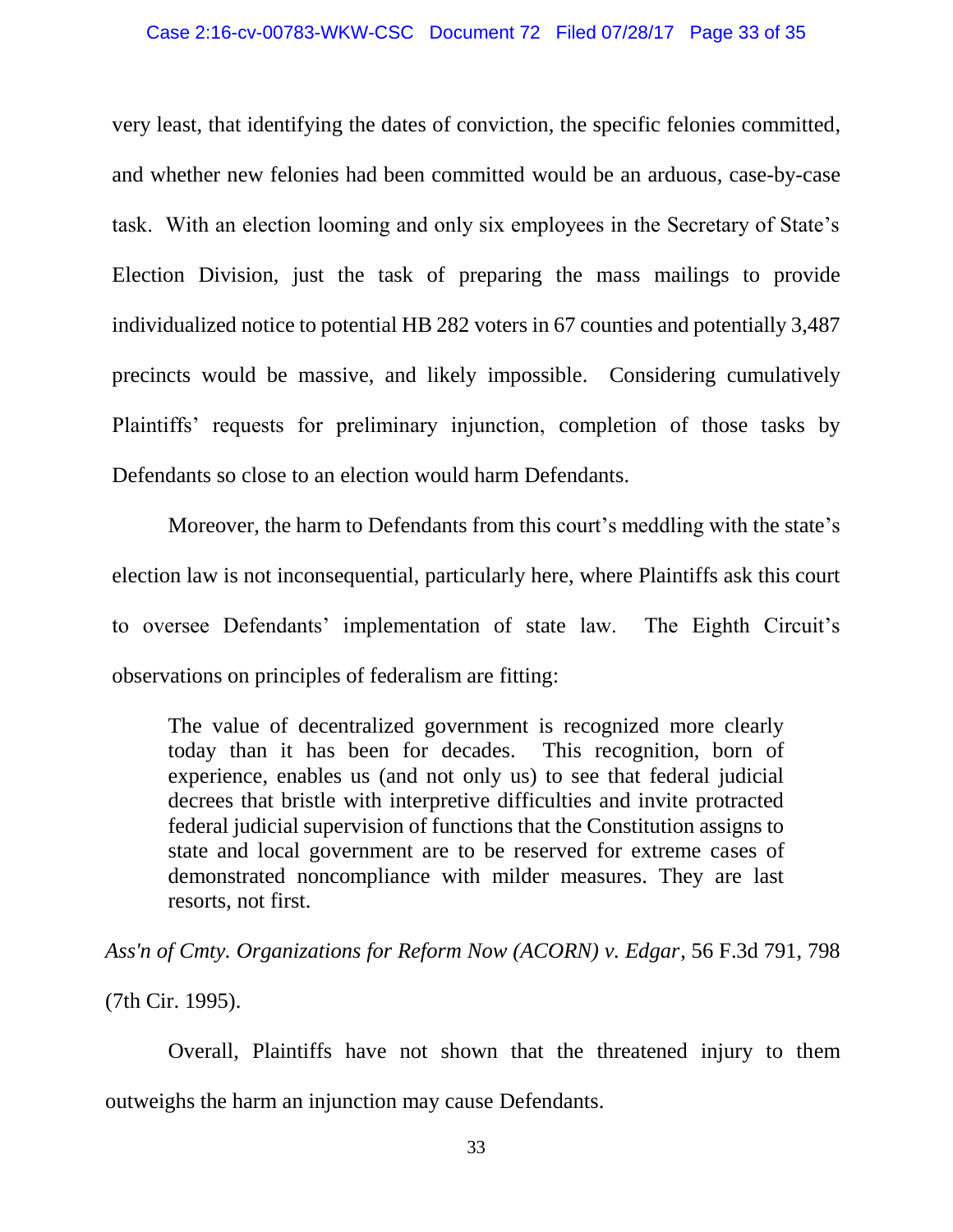very least, that identifying the dates of conviction, the specific felonies committed, and whether new felonies had been committed would be an arduous, case-by-case task. With an election looming and only six employees in the Secretary of State's Election Division, just the task of preparing the mass mailings to provide individualized notice to potential HB 282 voters in 67 counties and potentially 3,487 precincts would be massive, and likely impossible. Considering cumulatively Plaintiffs' requests for preliminary injunction, completion of those tasks by Defendants so close to an election would harm Defendants.

Moreover, the harm to Defendants from this court's meddling with the state's election law is not inconsequential, particularly here, where Plaintiffs ask this court to oversee Defendants' implementation of state law. The Eighth Circuit's observations on principles of federalism are fitting:

> The value of decentralized government is recognized more clearly today than it has been for decades. This recognition, born of experience, enables us (and not only us) to see that federal judicial decrees that bristle with interpretive difficulties and invite protracted federal judicial supervision of functions that the Constitution assigns to state and local government are to be reserved for extreme cases of demonstrated noncompliance with milder measures. They are last resorts, not first.

*Ass'n of Cmty. Organizations for Reform Now (ACORN) v. Edgar*, 56 F.3d 791, 798 (7th Cir. 1995).

Overall, Plaintiffs have not shown that the threatened injury to them outweighs the harm an injunction may cause Defendants.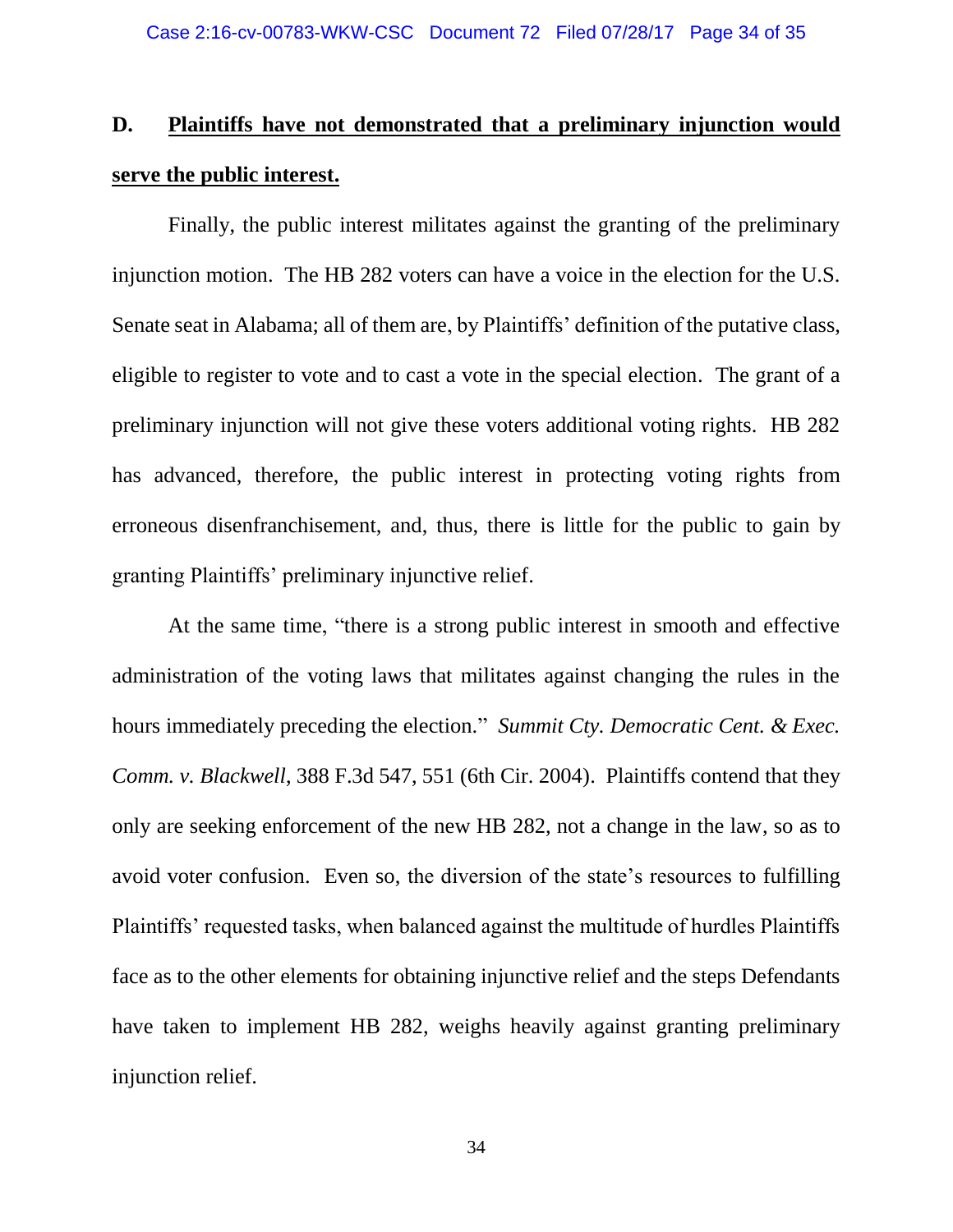## D. <u>Plaintiffs have not demonstrated that a preliminary injunction would serve the public interest.</u>

Finally, the public interest militates against the granting of the preliminary injunction motion. The HB 282 voters can have a voice in the election for the U.S. Senate seat in Alabama; all of them are, by Plaintiffs' definition of the putative class, eligible to register to vote and to cast a vote in the special election. The grant of a preliminary injunction will not give these voters additional voting rights. HB 282 has advanced, therefore, the public interest in protecting voting rights from erroneous disenfranchisement, and, thus, there is little for the public to gain by granting Plaintiffs' preliminary injunctive relief.

At the same time, "there is a strong public interest in smooth and effective administration of the voting laws that militates against changing the rules in the hours immediately preceding the election." *Summit Cty. Democratic Cent. & Exec. Comm. v. Blackwell*, 388 F.3d 547, 551 (6th Cir. 2004). Plaintiffs contend that they only are seeking enforcement of the new HB 282, not a change in the law, so as to avoid voter confusion. Even so, the diversion of the state's resources to fulfilling Plaintiffs' requested tasks, when balanced against the multitude of hurdles Plaintiffs face as to the other elements for obtaining injunctive relief and the steps Defendants have taken to implement HB 282, weighs heavily against granting preliminary injunction relief.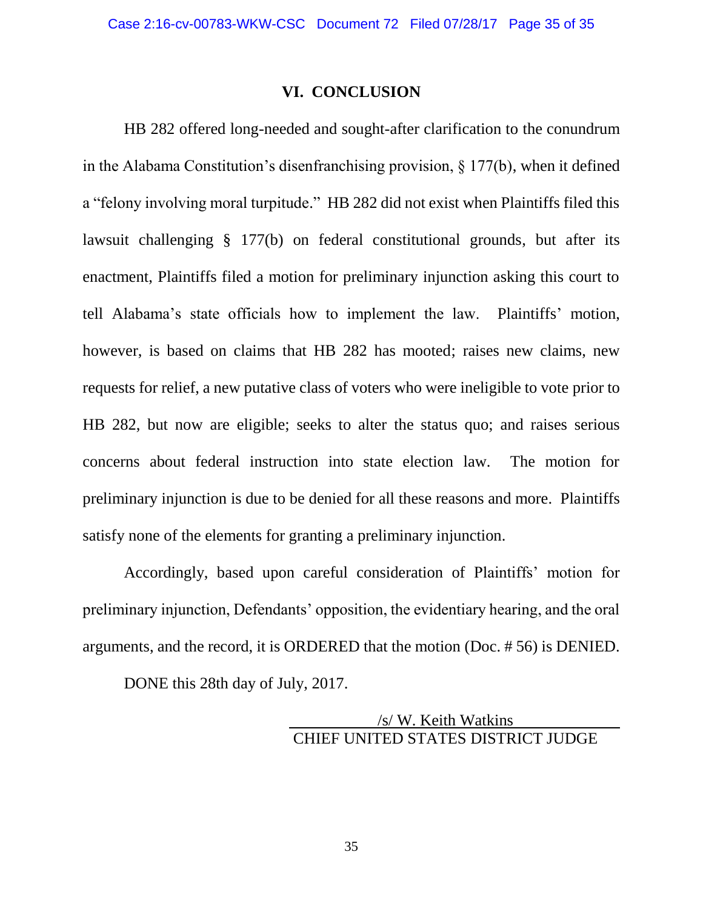## VI. CONCLUSION

HB 282 offered long-needed and sought-after clarification to the conundrum in the Alabama Constitution's disenfranchising provision, § 177(b), when it defined a "felony involving moral turpitude." HB 282 did not exist when Plaintiffs filed this lawsuit challenging § 177(b) on federal constitutional grounds, but after its enactment, Plaintiffs filed a motion for preliminary injunction asking this court to tell Alabama's state officials how to implement the law. Plaintiffs' motion, however, is based on claims that HB 282 has mooted; raises new claims, new requests for relief, a new putative class of voters who were ineligible to vote prior to HB 282, but now are eligible; seeks to alter the status quo; and raises serious concerns about federal instruction into state election law. The motion for preliminary injunction is due to be denied for all these reasons and more. Plaintiffs satisfy none of the elements for granting a preliminary injunction.

Accordingly, based upon careful consideration of Plaintiffs' motion for preliminary injunction, Defendants' opposition, the evidentiary hearing, and the oral arguments, and the record, it is ORDERED that the motion (Doc. # 56) is DENIED.

DONE this 28th day of July, 2017.

/s/ W. Keith Watkins
CHIEF UNITED STATES DISTRICT JUDGE